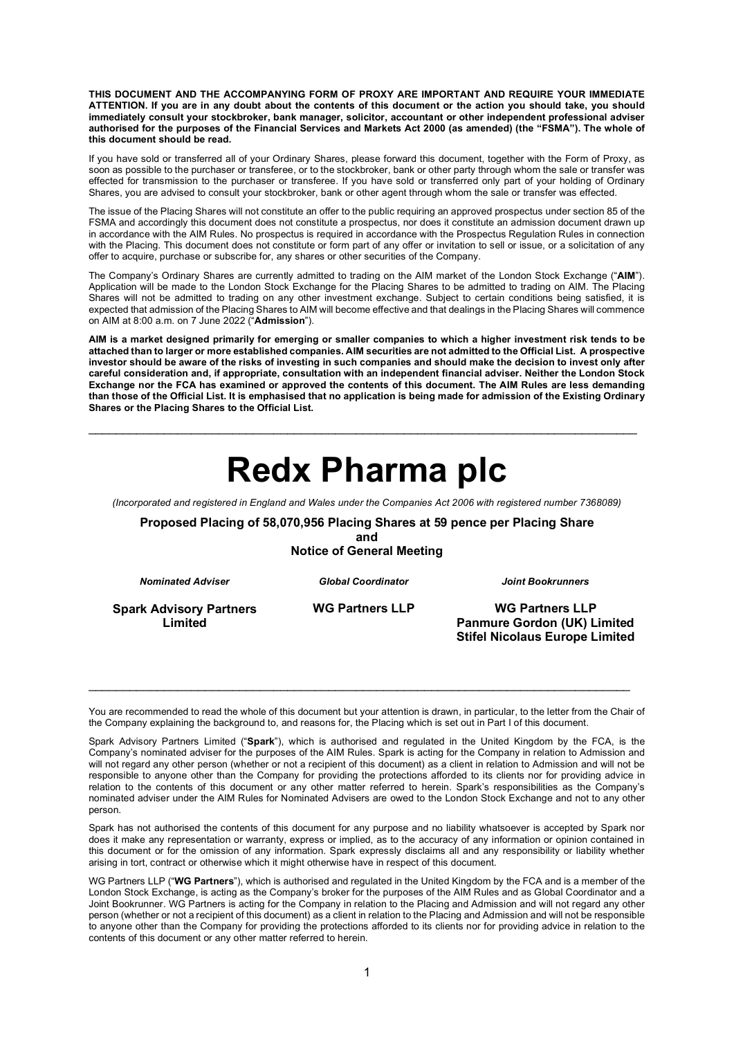**THIS DOCUMENT AND THE ACCOMPANYING FORM OF PROXY ARE IMPORTANT AND REQUIRE YOUR IMMEDIATE ATTENTION. If you are in any doubt about the contents of this document or the action you should take, you should immediately consult your stockbroker, bank manager, solicitor, accountant or other independent professional adviser authorised for the purposes of the Financial Services and Markets Act 2000 (as amended) (the "FSMA"). The whole of this document should be read.**

If you have sold or transferred all of your Ordinary Shares, please forward this document, together with the Form of Proxy, as soon as possible to the purchaser or transferee, or to the stockbroker, bank or other party through whom the sale or transfer was effected for transmission to the purchaser or transferee. If you have sold or transferred only part of your holding of Ordinary Shares, you are advised to consult your stockbroker, bank or other agent through whom the sale or transfer was effected.

The issue of the Placing Shares will not constitute an offer to the public requiring an approved prospectus under section 85 of the FSMA and accordingly this document does not constitute a prospectus, nor does it constitute an admission document drawn up in accordance with the AIM Rules. No prospectus is required in accordance with the Prospectus Regulation Rules in connection with the Placing. This document does not constitute or form part of any offer or invitation to sell or issue, or a solicitation of any offer to acquire, purchase or subscribe for, any shares or other securities of the Company.

The Company's Ordinary Shares are currently admitted to trading on the AIM market of the London Stock Exchange ("**AIM**"). Application will be made to the London Stock Exchange for the Placing Shares to be admitted to trading on AIM. The Placing Shares will not be admitted to trading on any other investment exchange. Subject to certain conditions being satisfied, it is expected that admission of the Placing Shares to AIM will become effective and that dealings in the Placing Shares will commence on AIM at 8:00 a.m. on 7 June 2022 ("**Admission**").

**AIM is a market designed primarily for emerging or smaller companies to which a higher investment risk tends to be attached than to larger or more established companies. AIM securities are not admitted to the Official List. A prospective investor should be aware of the risks of investing in such companies and should make the decision to invest only after careful consideration and, if appropriate, consultation with an independent financial adviser. Neither the London Stock Exchange nor the FCA has examined or approved the contents of this document. The AIM Rules are less demanding than those of the Official List. It is emphasised that no application is being made for admission of the Existing Ordinary Shares or the Placing Shares to the Official List.**

---

# Redx Pharma plc

*(Incorporated and registered in England and Wales under the Companies Act 2006 with registered number 7368089)*

**Proposed Placing of 58,070,956 Placing Shares at 59 pence per Placing Share**
**and**
**Notice of General Meeting**

| *Nominated Adviser* | *Global Coordinator* | *Joint Bookrunners* |
|---|---|---|
| **Spark Advisory Partners Limited** | **WG Partners LLP** | **WG Partners LLP**<br>**Panmure Gordon (UK) Limited**<br>**Stifel Nicolaus Europe Limited** |

---

You are recommended to read the whole of this document but your attention is drawn, in particular, to the letter from the Chair of the Company explaining the background to, and reasons for, the Placing which is set out in Part I of this document.

Spark Advisory Partners Limited ("**Spark**"), which is authorised and regulated in the United Kingdom by the FCA, is the Company's nominated adviser for the purposes of the AIM Rules. Spark is acting for the Company in relation to Admission and will not regard any other person (whether or not a recipient of this document) as a client in relation to Admission and will not be responsible to anyone other than the Company for providing the protections afforded to its clients nor for providing advice in relation to the contents of this document or any other matter referred to herein. Spark's responsibilities as the Company's nominated adviser under the AIM Rules for Nominated Advisers are owed to the London Stock Exchange and not to any other person.

Spark has not authorised the contents of this document for any purpose and no liability whatsoever is accepted by Spark nor does it make any representation or warranty, express or implied, as to the accuracy of any information or opinion contained in this document or for the omission of any information. Spark expressly disclaims all and any responsibility or liability whether arising in tort, contract or otherwise which it might otherwise have in respect of this document.

WG Partners LLP ("**WG Partners**"), which is authorised and regulated in the United Kingdom by the FCA and is a member of the London Stock Exchange, is acting as the Company's broker for the purposes of the AIM Rules and as Global Coordinator and a Joint Bookrunner. WG Partners is acting for the Company in relation to the Placing and Admission and will not regard any other person (whether or not a recipient of this document) as a client in relation to the Placing and Admission and will not be responsible to anyone other than the Company for providing the protections afforded to its clients nor for providing advice in relation to the contents of this document or any other matter referred to herein.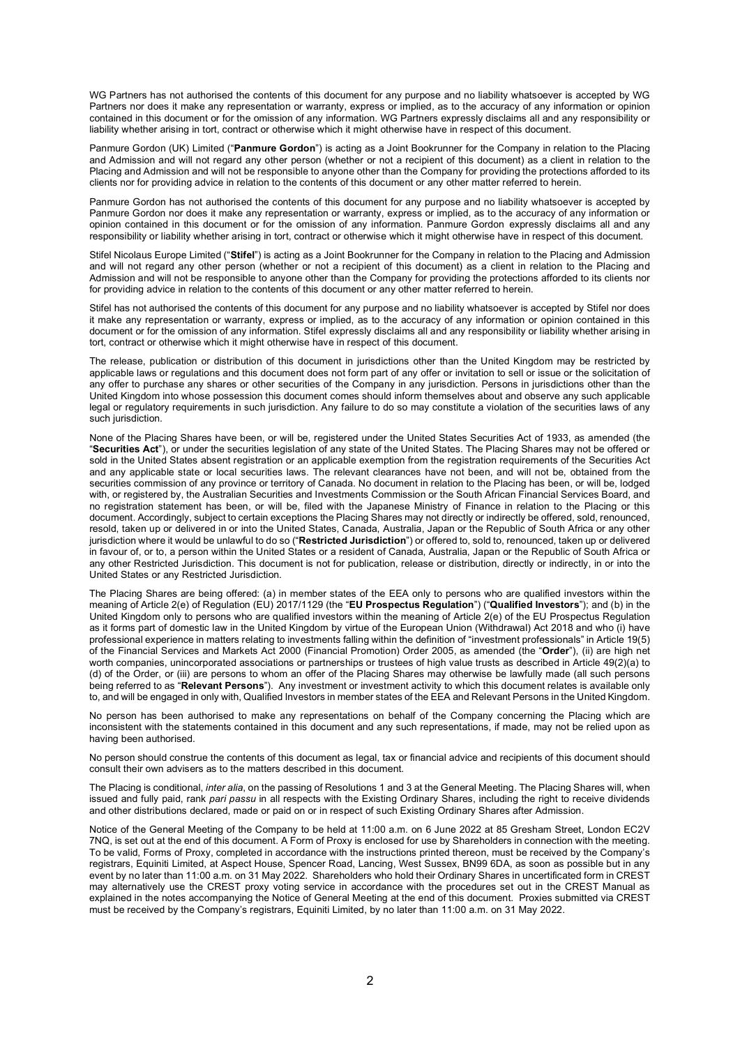WG Partners has not authorised the contents of this document for any purpose and no liability whatsoever is accepted by WG Partners nor does it make any representation or warranty, express or implied, as to the accuracy of any information or opinion contained in this document or for the omission of any information. WG Partners expressly disclaims all and any responsibility or liability whether arising in tort, contract or otherwise which it might otherwise have in respect of this document.

Panmure Gordon (UK) Limited ("**Panmure Gordon**") is acting as a Joint Bookrunner for the Company in relation to the Placing and Admission and will not regard any other person (whether or not a recipient of this document) as a client in relation to the Placing and Admission and will not be responsible to anyone other than the Company for providing the protections afforded to its clients nor for providing advice in relation to the contents of this document or any other matter referred to herein.

Panmure Gordon has not authorised the contents of this document for any purpose and no liability whatsoever is accepted by Panmure Gordon nor does it make any representation or warranty, express or implied, as to the accuracy of any information or opinion contained in this document or for the omission of any information. Panmure Gordon expressly disclaims all and any responsibility or liability whether arising in tort, contract or otherwise which it might otherwise have in respect of this document.

Stifel Nicolaus Europe Limited ("**Stifel**") is acting as a Joint Bookrunner for the Company in relation to the Placing and Admission and will not regard any other person (whether or not a recipient of this document) as a client in relation to the Placing and Admission and will not be responsible to anyone other than the Company for providing the protections afforded to its clients nor for providing advice in relation to the contents of this document or any other matter referred to herein.

Stifel has not authorised the contents of this document for any purpose and no liability whatsoever is accepted by Stifel nor does it make any representation or warranty, express or implied, as to the accuracy of any information or opinion contained in this document or for the omission of any information. Stifel expressly disclaims all and any responsibility or liability whether arising in tort, contract or otherwise which it might otherwise have in respect of this document.

The release, publication or distribution of this document in jurisdictions other than the United Kingdom may be restricted by applicable laws or regulations and this document does not form part of any offer or invitation to sell or issue or the solicitation of any offer to purchase any shares or other securities of the Company in any jurisdiction. Persons in jurisdictions other than the United Kingdom into whose possession this document comes should inform themselves about and observe any such applicable legal or regulatory requirements in such jurisdiction. Any failure to do so may constitute a violation of the securities laws of any such jurisdiction.

None of the Placing Shares have been, or will be, registered under the United States Securities Act of 1933, as amended (the "**Securities Act**"), or under the securities legislation of any state of the United States. The Placing Shares may not be offered or sold in the United States absent registration or an applicable exemption from the registration requirements of the Securities Act and any applicable state or local securities laws. The relevant clearances have not been, and will not be, obtained from the securities commission of any province or territory of Canada. No document in relation to the Placing has been, or will be, lodged with, or registered by, the Australian Securities and Investments Commission or the South African Financial Services Board, and no registration statement has been, or will be, filed with the Japanese Ministry of Finance in relation to the Placing or this document. Accordingly, subject to certain exceptions the Placing Shares may not directly or indirectly be offered, sold, renounced, resold, taken up or delivered in or into the United States, Canada, Australia, Japan or the Republic of South Africa or any other jurisdiction where it would be unlawful to do so ("**Restricted Jurisdiction**") or offered to, sold to, renounced, taken up or delivered in favour of, or to, a person within the United States or a resident of Canada, Australia, Japan or the Republic of South Africa or any other Restricted Jurisdiction. This document is not for publication, release or distribution, directly or indirectly, in or into the United States or any Restricted Jurisdiction.

The Placing Shares are being offered: (a) in member states of the EEA only to persons who are qualified investors within the meaning of Article 2(e) of Regulation (EU) 2017/1129 (the "**EU Prospectus Regulation**") ("**Qualified Investors**"); and (b) in the United Kingdom only to persons who are qualified investors within the meaning of Article 2(e) of the EU Prospectus Regulation as it forms part of domestic law in the United Kingdom by virtue of the European Union (Withdrawal) Act 2018 and who (i) have professional experience in matters relating to investments falling within the definition of "investment professionals" in Article 19(5) of the Financial Services and Markets Act 2000 (Financial Promotion) Order 2005, as amended (the "**Order**"), (ii) are high net worth companies, unincorporated associations or partnerships or trustees of high value trusts as described in Article 49(2)(a) to (d) of the Order, or (iii) are persons to whom an offer of the Placing Shares may otherwise be lawfully made (all such persons being referred to as "**Relevant Persons**"). Any investment or investment activity to which this document relates is available only to, and will be engaged in only with, Qualified Investors in member states of the EEA and Relevant Persons in the United Kingdom.

No person has been authorised to make any representations on behalf of the Company concerning the Placing which are inconsistent with the statements contained in this document and any such representations, if made, may not be relied upon as having been authorised.

No person should construe the contents of this document as legal, tax or financial advice and recipients of this document should consult their own advisers as to the matters described in this document.

The Placing is conditional, *inter alia*, on the passing of Resolutions 1 and 3 at the General Meeting. The Placing Shares will, when issued and fully paid, rank *pari passu* in all respects with the Existing Ordinary Shares, including the right to receive dividends and other distributions declared, made or paid on or in respect of such Existing Ordinary Shares after Admission.

Notice of the General Meeting of the Company to be held at 11:00 a.m. on 6 June 2022 at 85 Gresham Street, London EC2V 7NQ, is set out at the end of this document. A Form of Proxy is enclosed for use by Shareholders in connection with the meeting. To be valid, Forms of Proxy, completed in accordance with the instructions printed thereon, must be received by the Company's registrars, Equiniti Limited, at Aspect House, Spencer Road, Lancing, West Sussex, BN99 6DA, as soon as possible but in any event by no later than 11:00 a.m. on 31 May 2022. Shareholders who hold their Ordinary Shares in uncertificated form in CREST may alternatively use the CREST proxy voting service in accordance with the procedures set out in the CREST Manual as explained in the notes accompanying the Notice of General Meeting at the end of this document. Proxies submitted via CREST must be received by the Company's registrars, Equiniti Limited, by no later than 11:00 a.m. on 31 May 2022.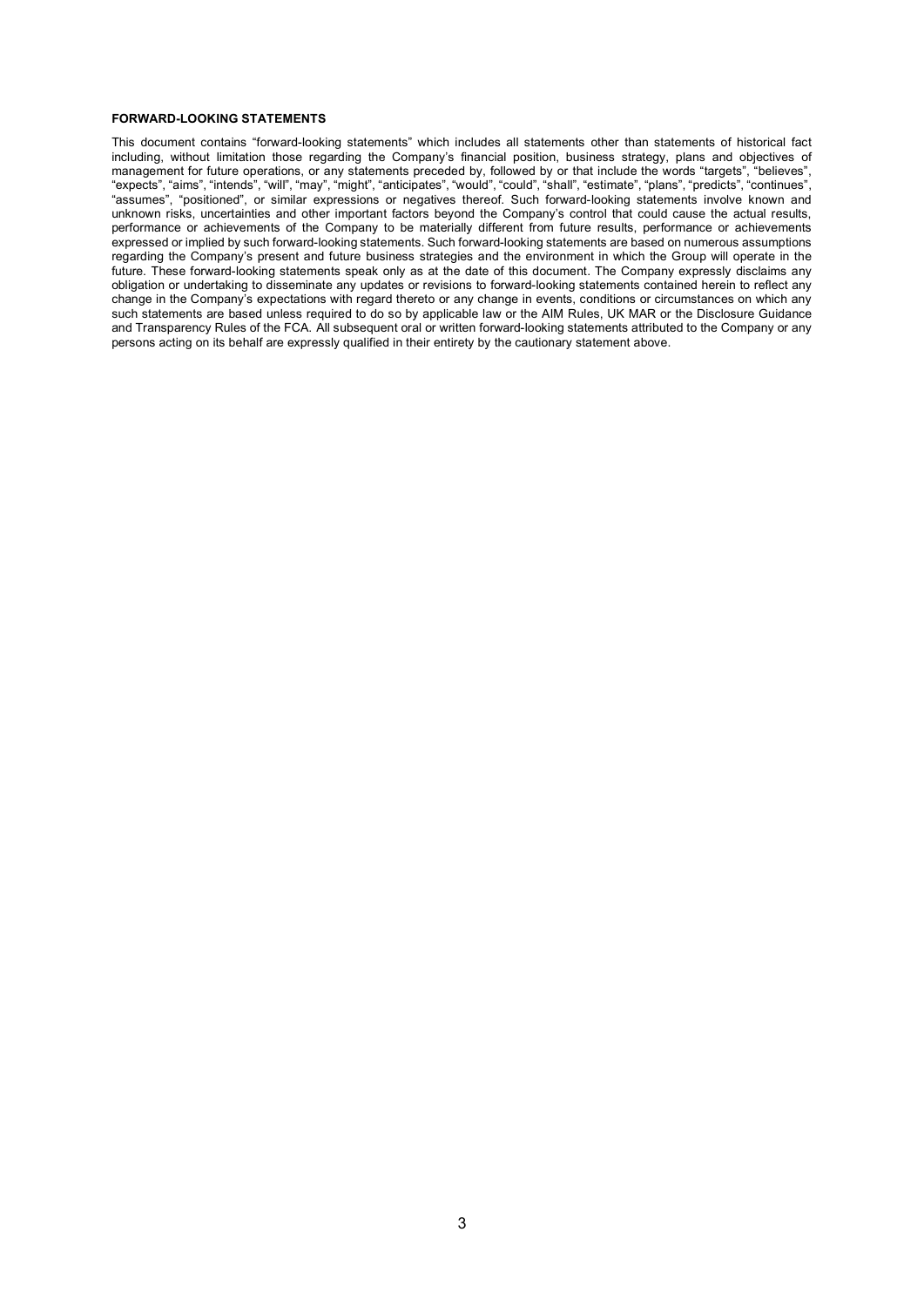**FORWARD-LOOKING STATEMENTS**

This document contains "forward-looking statements" which includes all statements other than statements of historical fact including, without limitation those regarding the Company's financial position, business strategy, plans and objectives of management for future operations, or any statements preceded by, followed by or that include the words "targets", "believes", "expects", "aims", "intends", "will", "may", "might", "anticipates", "would", "could", "shall", "estimate", "plans", "predicts", "continues", "assumes", "positioned", or similar expressions or negatives thereof. Such forward-looking statements involve known and unknown risks, uncertainties and other important factors beyond the Company's control that could cause the actual results, performance or achievements of the Company to be materially different from future results, performance or achievements expressed or implied by such forward-looking statements. Such forward-looking statements are based on numerous assumptions regarding the Company's present and future business strategies and the environment in which the Group will operate in the future. These forward-looking statements speak only as at the date of this document. The Company expressly disclaims any obligation or undertaking to disseminate any updates or revisions to forward-looking statements contained herein to reflect any change in the Company's expectations with regard thereto or any change in events, conditions or circumstances on which any such statements are based unless required to do so by applicable law or the AIM Rules, UK MAR or the Disclosure Guidance and Transparency Rules of the FCA. All subsequent oral or written forward-looking statements attributed to the Company or any persons acting on its behalf are expressly qualified in their entirety by the cautionary statement above.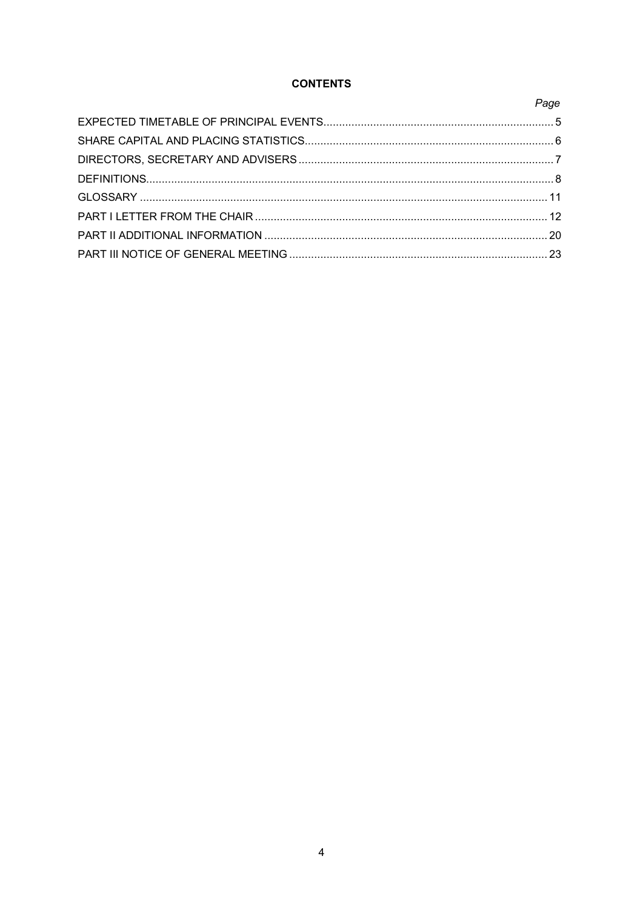## CONTENTS

| | *Page* |
|---|---|
| EXPECTED TIMETABLE OF PRINCIPAL EVENTS | 5 |
| SHARE CAPITAL AND PLACING STATISTICS | 6 |
| DIRECTORS, SECRETARY AND ADVISERS | 7 |
| DEFINITIONS | 8 |
| GLOSSARY | 11 |
| PART I LETTER FROM THE CHAIR | 12 |
| PART II ADDITIONAL INFORMATION | 20 |
| PART III NOTICE OF GENERAL MEETING | 23 |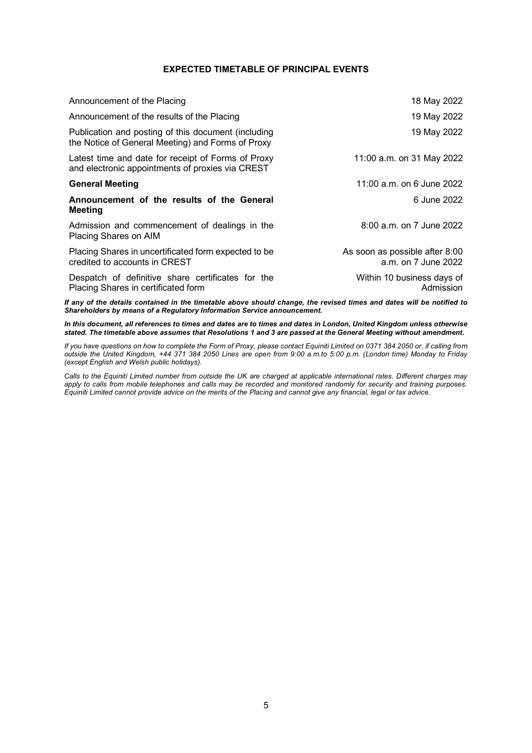## EXPECTED TIMETABLE OF PRINCIPAL EVENTS

| | |
|---|---|
| Announcement of the Placing | 18 May 2022 |
| Announcement of the results of the Placing | 19 May 2022 |
| Publication and posting of this document (including the Notice of General Meeting) and Forms of Proxy | 19 May 2022 |
| Latest time and date for receipt of Forms of Proxy and electronic appointments of proxies via CREST | 11:00 a.m. on 31 May 2022 |
| **General Meeting** | 11:00 a.m. on 6 June 2022 |
| **Announcement of the results of the General Meeting** | 6 June 2022 |
| Admission and commencement of dealings in the Placing Shares on AIM | 8:00 a.m. on 7 June 2022 |
| Placing Shares in uncertificated form expected to be credited to accounts in CREST | As soon as possible after 8:00 a.m. on 7 June 2022 |
| Despatch of definitive share certificates for the Placing Shares in certificated form | Within 10 business days of Admission |

***If any of the details contained in the timetable above should change, the revised times and dates will be notified to Shareholders by means of a Regulatory Information Service announcement.***

***In this document, all references to times and dates are to times and dates in London, United Kingdom unless otherwise stated. The timetable above assumes that Resolutions 1 and 3 are passed at the General Meeting without amendment.***

*If you have questions on how to complete the Form of Proxy, please contact Equiniti Limited on 0371 384 2050 or, if calling from outside the United Kingdom, +44 371 384 2050 Lines are open from 9:00 a.m.to 5:00 p.m. (London time) Monday to Friday (except English and Welsh public holidays).*

*Calls to the Equiniti Limited number from outside the UK are charged at applicable international rates. Different charges may apply to calls from mobile telephones and calls may be recorded and monitored randomly for security and training purposes. Equiniti Limited cannot provide advice on the merits of the Placing and cannot give any financial, legal or tax advice.*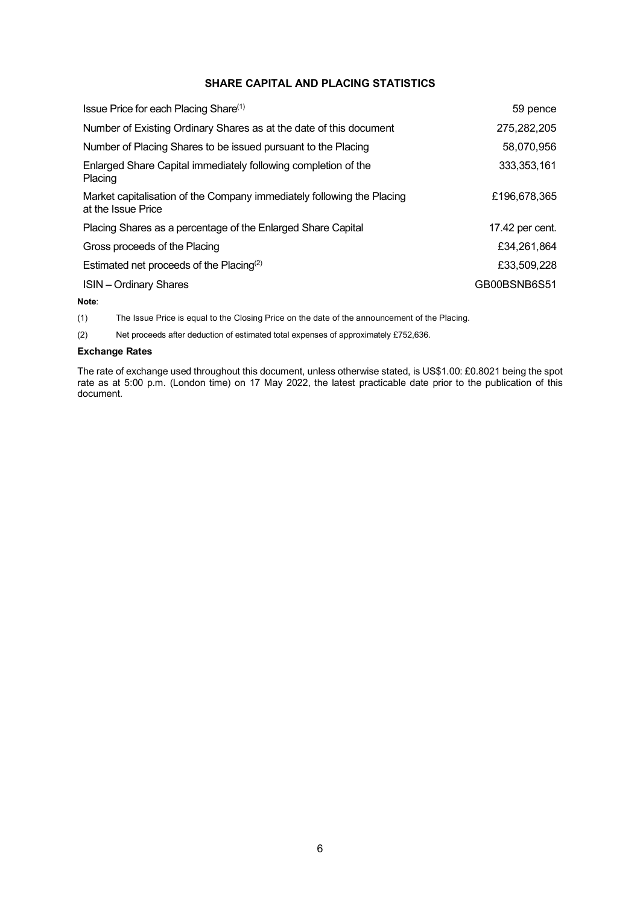## SHARE CAPITAL AND PLACING STATISTICS

| | |
|---|---|
| Issue Price for each Placing Share[(1)] | 59 pence |
| Number of Existing Ordinary Shares as at the date of this document | 275,282,205 |
| Number of Placing Shares to be issued pursuant to the Placing | 58,070,956 |
| Enlarged Share Capital immediately following completion of the Placing | 333,353,161 |
| Market capitalisation of the Company immediately following the Placing at the Issue Price | £196,678,365 |
| Placing Shares as a percentage of the Enlarged Share Capital | 17.42 per cent. |
| Gross proceeds of the Placing | £34,261,864 |
| Estimated net proceeds of the Placing[(2)] | £33,509,228 |
| ISIN – Ordinary Shares | GB00BSNB6S51 |

**Note**:

(1) The Issue Price is equal to the Closing Price on the date of the announcement of the Placing.

(2) Net proceeds after deduction of estimated total expenses of approximately £752,636.

**Exchange Rates**

The rate of exchange used throughout this document, unless otherwise stated, is US$1.00: £0.8021 being the spot rate as at 5:00 p.m. (London time) on 17 May 2022, the latest practicable date prior to the publication of this document.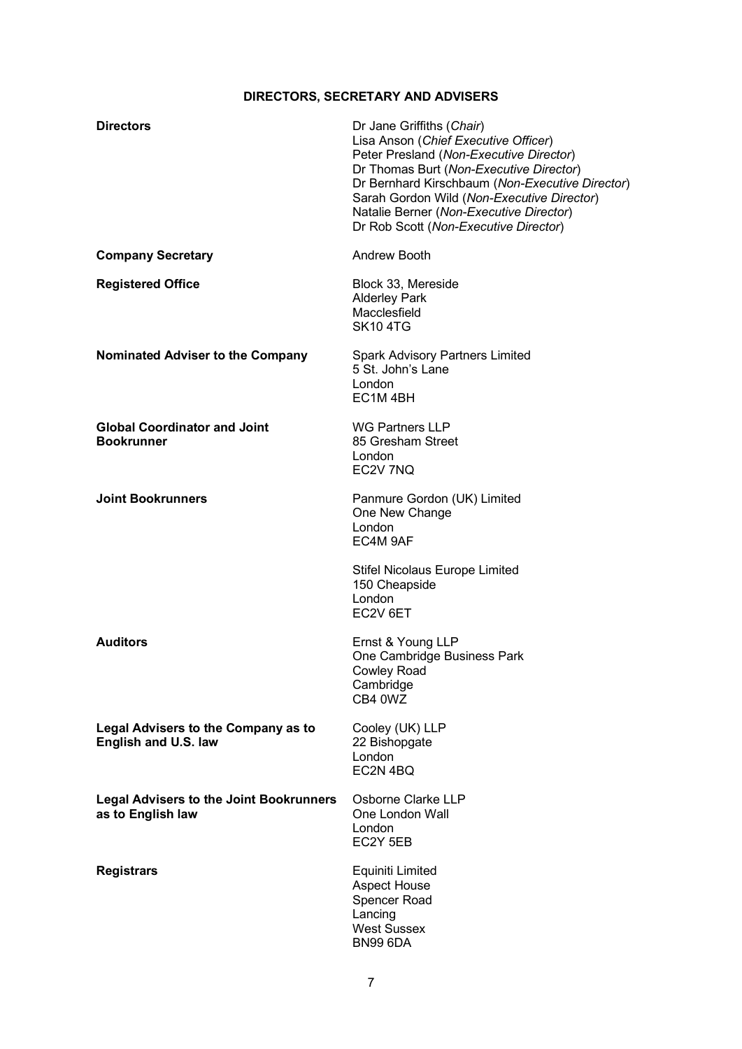# DIRECTORS, SECRETARY AND ADVISERS

| | |
|---|---|
| **Directors** | Dr Jane Griffiths (*Chair*)<br>Lisa Anson (*Chief Executive Officer*)<br>Peter Presland (*Non-Executive Director*)<br>Dr Thomas Burt (*Non-Executive Director*)<br>Dr Bernhard Kirschbaum (*Non-Executive Director*)<br>Sarah Gordon Wild (*Non-Executive Director*)<br>Natalie Berner (*Non-Executive Director*)<br>Dr Rob Scott (*Non-Executive Director*) |
| **Company Secretary** | Andrew Booth |
| **Registered Office** | Block 33, Mereside<br>Alderley Park<br>Macclesfield<br>SK10 4TG |
| **Nominated Adviser to the Company** | Spark Advisory Partners Limited<br>5 St. John's Lane<br>London<br>EC1M 4BH |
| **Global Coordinator and Joint Bookrunner** | WG Partners LLP<br>85 Gresham Street<br>London<br>EC2V 7NQ |
| **Joint Bookrunners** | Panmure Gordon (UK) Limited<br>One New Change<br>London<br>EC4M 9AF<br><br>Stifel Nicolaus Europe Limited<br>150 Cheapside<br>London<br>EC2V 6ET |
| **Auditors** | Ernst & Young LLP<br>One Cambridge Business Park<br>Cowley Road<br>Cambridge<br>CB4 0WZ |
| **Legal Advisers to the Company as to English and U.S. law** | Cooley (UK) LLP<br>22 Bishopgate<br>London<br>EC2N 4BQ |
| **Legal Advisers to the Joint Bookrunners as to English law** | Osborne Clarke LLP<br>One London Wall<br>London<br>EC2Y 5EB |
| **Registrars** | Equiniti Limited<br>Aspect House<br>Spencer Road<br>Lancing<br>West Sussex<br>BN99 6DA |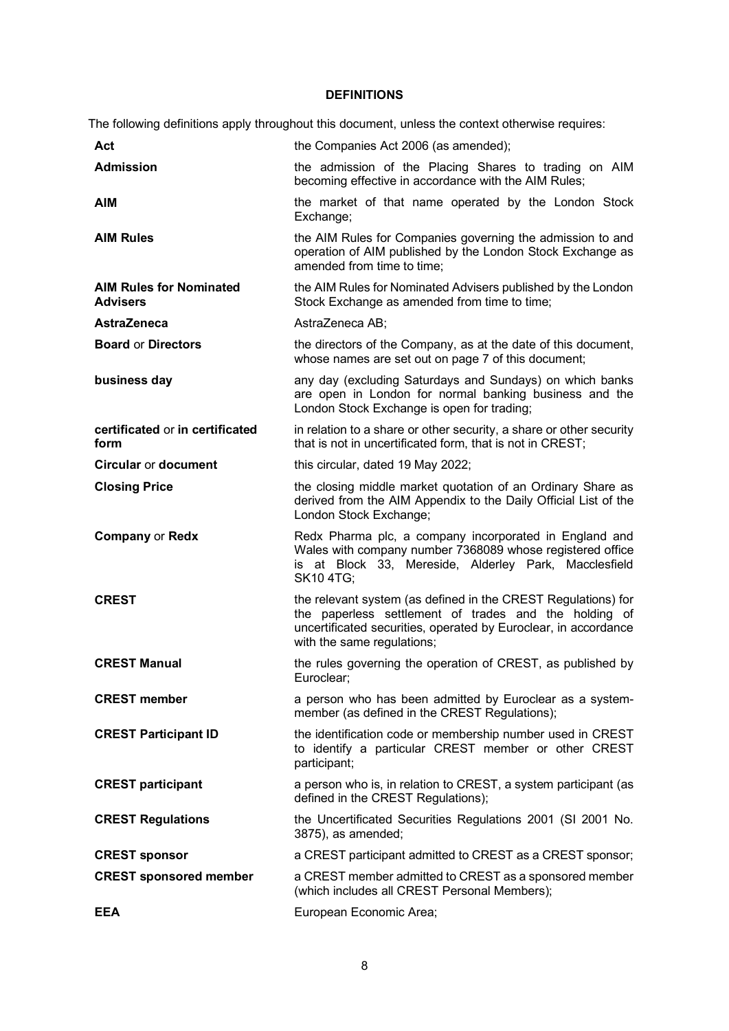## DEFINITIONS

The following definitions apply throughout this document, unless the context otherwise requires:

| | |
|---|---|
| **Act** | the Companies Act 2006 (as amended); |
| **Admission** | the admission of the Placing Shares to trading on AIM becoming effective in accordance with the AIM Rules; |
| **AIM** | the market of that name operated by the London Stock Exchange; |
| **AIM Rules** | the AIM Rules for Companies governing the admission to and operation of AIM published by the London Stock Exchange as amended from time to time; |
| **AIM Rules for Nominated Advisers** | the AIM Rules for Nominated Advisers published by the London Stock Exchange as amended from time to time; |
| **AstraZeneca** | AstraZeneca AB; |
| **Board** or **Directors** | the directors of the Company, as at the date of this document, whose names are set out on page 7 of this document; |
| **business day** | any day (excluding Saturdays and Sundays) on which banks are open in London for normal banking business and the London Stock Exchange is open for trading; |
| **certificated** or **in certificated form** | in relation to a share or other security, a share or other security that is not in uncertificated form, that is not in CREST; |
| **Circular** or **document** | this circular, dated 19 May 2022; |
| **Closing Price** | the closing middle market quotation of an Ordinary Share as derived from the AIM Appendix to the Daily Official List of the London Stock Exchange; |
| **Company** or **Redx** | Redx Pharma plc, a company incorporated in England and Wales with company number 7368089 whose registered office is at Block 33, Mereside, Alderley Park, Macclesfield SK10 4TG; |
| **CREST** | the relevant system (as defined in the CREST Regulations) for the paperless settlement of trades and the holding of uncertificated securities, operated by Euroclear, in accordance with the same regulations; |
| **CREST Manual** | the rules governing the operation of CREST, as published by Euroclear; |
| **CREST member** | a person who has been admitted by Euroclear as a system-member (as defined in the CREST Regulations); |
| **CREST Participant ID** | the identification code or membership number used in CREST to identify a particular CREST member or other CREST participant; |
| **CREST participant** | a person who is, in relation to CREST, a system participant (as defined in the CREST Regulations); |
| **CREST Regulations** | the Uncertificated Securities Regulations 2001 (SI 2001 No. 3875), as amended; |
| **CREST sponsor** | a CREST participant admitted to CREST as a CREST sponsor; |
| **CREST sponsored member** | a CREST member admitted to CREST as a sponsored member (which includes all CREST Personal Members); |
| **EEA** | European Economic Area; |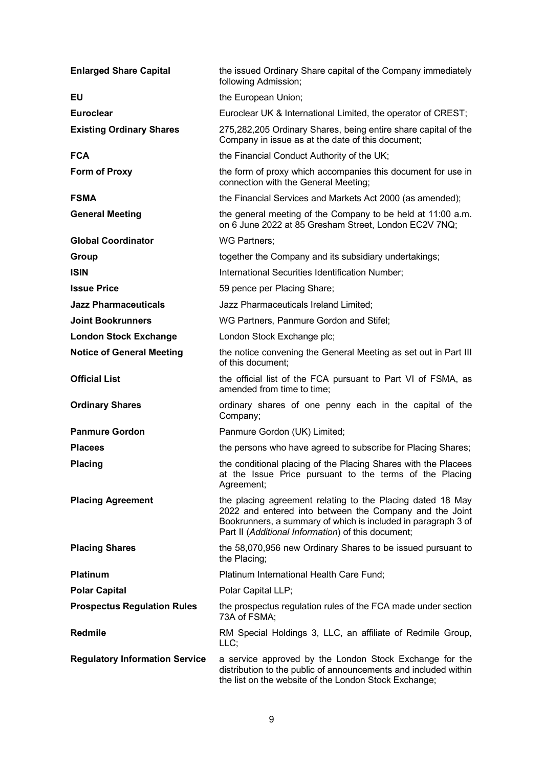| | |
|---|---|
| **Enlarged Share Capital** | the issued Ordinary Share capital of the Company immediately following Admission; |
| **EU** | the European Union; |
| **Euroclear** | Euroclear UK & International Limited, the operator of CREST; |
| **Existing Ordinary Shares** | 275,282,205 Ordinary Shares, being entire share capital of the Company in issue as at the date of this document; |
| **FCA** | the Financial Conduct Authority of the UK; |
| **Form of Proxy** | the form of proxy which accompanies this document for use in connection with the General Meeting; |
| **FSMA** | the Financial Services and Markets Act 2000 (as amended); |
| **General Meeting** | the general meeting of the Company to be held at 11:00 a.m. on 6 June 2022 at 85 Gresham Street, London EC2V 7NQ; |
| **Global Coordinator** | WG Partners; |
| **Group** | together the Company and its subsidiary undertakings; |
| **ISIN** | International Securities Identification Number; |
| **Issue Price** | 59 pence per Placing Share; |
| **Jazz Pharmaceuticals** | Jazz Pharmaceuticals Ireland Limited; |
| **Joint Bookrunners** | WG Partners, Panmure Gordon and Stifel; |
| **London Stock Exchange** | London Stock Exchange plc; |
| **Notice of General Meeting** | the notice convening the General Meeting as set out in Part III of this document; |
| **Official List** | the official list of the FCA pursuant to Part VI of FSMA, as amended from time to time; |
| **Ordinary Shares** | ordinary shares of one penny each in the capital of the Company; |
| **Panmure Gordon** | Panmure Gordon (UK) Limited; |
| **Placees** | the persons who have agreed to subscribe for Placing Shares; |
| **Placing** | the conditional placing of the Placing Shares with the Placees at the Issue Price pursuant to the terms of the Placing Agreement; |
| **Placing Agreement** | the placing agreement relating to the Placing dated 18 May 2022 and entered into between the Company and the Joint Bookrunners, a summary of which is included in paragraph 3 of Part II (*Additional Information*) of this document; |
| **Placing Shares** | the 58,070,956 new Ordinary Shares to be issued pursuant to the Placing; |
| **Platinum** | Platinum International Health Care Fund; |
| **Polar Capital** | Polar Capital LLP; |
| **Prospectus Regulation Rules** | the prospectus regulation rules of the FCA made under section 73A of FSMA; |
| **Redmile** | RM Special Holdings 3, LLC, an affiliate of Redmile Group, LLC; |
| **Regulatory Information Service** | a service approved by the London Stock Exchange for the distribution to the public of announcements and included within the list on the website of the London Stock Exchange; |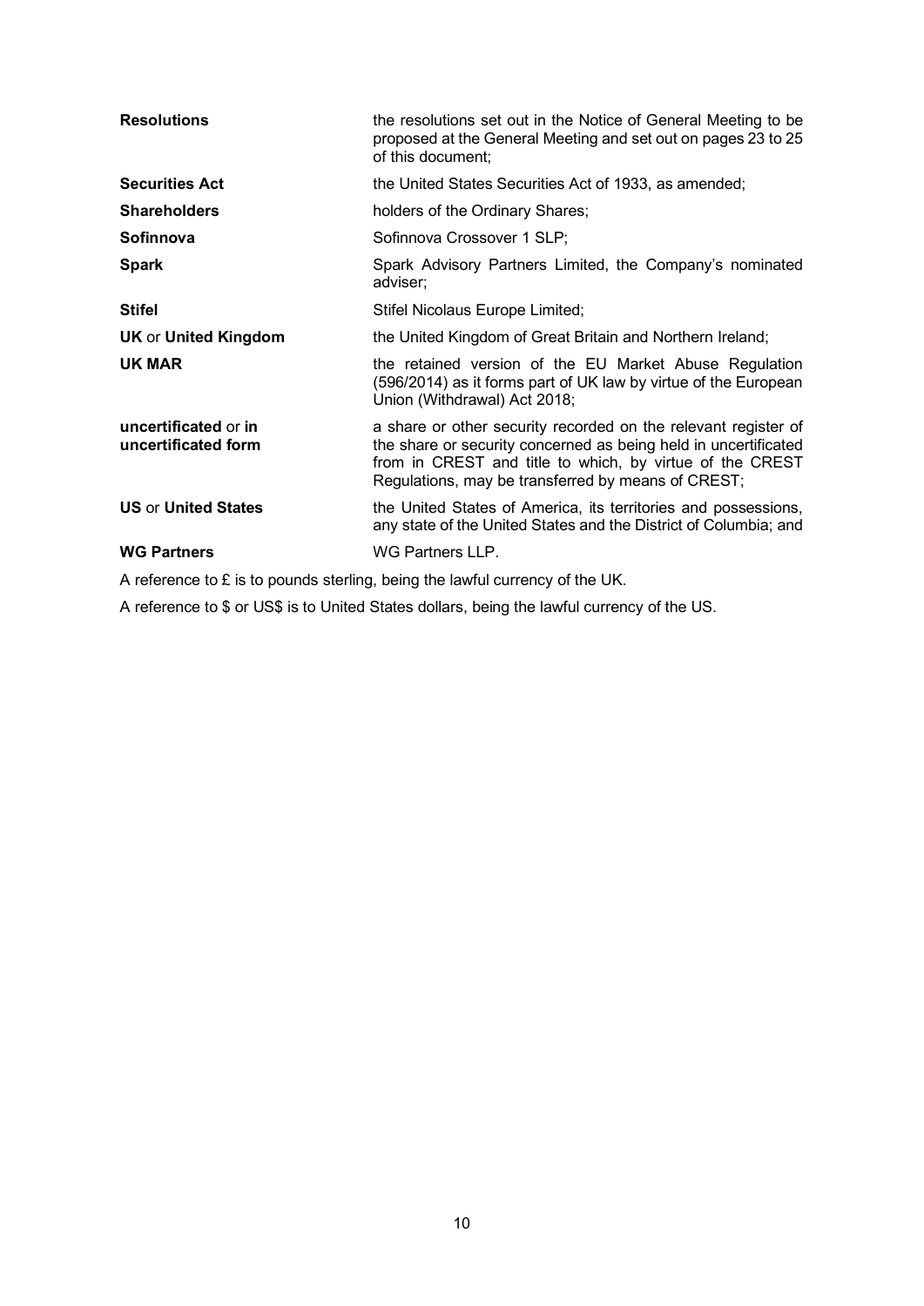| | |
|---|---|
| **Resolutions** | the resolutions set out in the Notice of General Meeting to be proposed at the General Meeting and set out on pages 23 to 25 of this document; |
| **Securities Act** | the United States Securities Act of 1933, as amended; |
| **Shareholders** | holders of the Ordinary Shares; |
| **Sofinnova** | Sofinnova Crossover 1 SLP; |
| **Spark** | Spark Advisory Partners Limited, the Company's nominated adviser; |
| **Stifel** | Stifel Nicolaus Europe Limited; |
| **UK** or **United Kingdom** | the United Kingdom of Great Britain and Northern Ireland; |
| **UK MAR** | the retained version of the EU Market Abuse Regulation (596/2014) as it forms part of UK law by virtue of the European Union (Withdrawal) Act 2018; |
| **uncertificated** or **in uncertificated form** | a share or other security recorded on the relevant register of the share or security concerned as being held in uncertificated from in CREST and title to which, by virtue of the CREST Regulations, may be transferred by means of CREST; |
| **US** or **United States** | the United States of America, its territories and possessions, any state of the United States and the District of Columbia; and |
| **WG Partners** | WG Partners LLP. |

A reference to £ is to pounds sterling, being the lawful currency of the UK.

A reference to $ or US$ is to United States dollars, being the lawful currency of the US.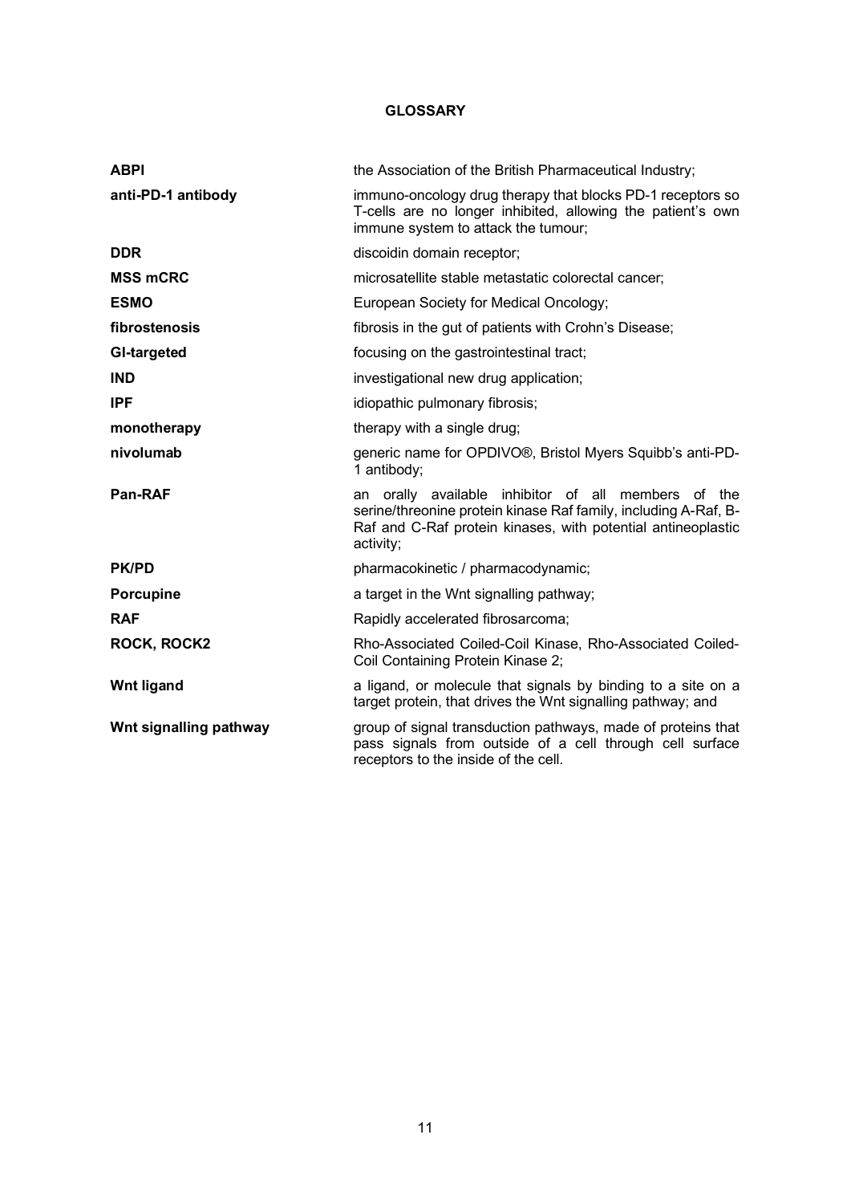# GLOSSARY

| | |
|---|---|
| **ABPI** | the Association of the British Pharmaceutical Industry; |
| **anti-PD-1 antibody** | immuno-oncology drug therapy that blocks PD-1 receptors so T-cells are no longer inhibited, allowing the patient's own immune system to attack the tumour; |
| **DDR** | discoidin domain receptor; |
| **MSS mCRC** | microsatellite stable metastatic colorectal cancer; |
| **ESMO** | European Society for Medical Oncology; |
| **fibrostenosis** | fibrosis in the gut of patients with Crohn's Disease; |
| **GI-targeted** | focusing on the gastrointestinal tract; |
| **IND** | investigational new drug application; |
| **IPF** | idiopathic pulmonary fibrosis; |
| **monotherapy** | therapy with a single drug; |
| **nivolumab** | generic name for OPDIVO®, Bristol Myers Squibb's anti-PD-1 antibody; |
| **Pan-RAF** | an orally available inhibitor of all members of the serine/threonine protein kinase Raf family, including A-Raf, B-Raf and C-Raf protein kinases, with potential antineoplastic activity; |
| **PK/PD** | pharmacokinetic / pharmacodynamic; |
| **Porcupine** | a target in the Wnt signalling pathway; |
| **RAF** | Rapidly accelerated fibrosarcoma; |
| **ROCK, ROCK2** | Rho-Associated Coiled-Coil Kinase, Rho-Associated Coiled-Coil Containing Protein Kinase 2; |
| **Wnt ligand** | a ligand, or molecule that signals by binding to a site on a target protein, that drives the Wnt signalling pathway; and |
| **Wnt signalling pathway** | group of signal transduction pathways, made of proteins that pass signals from outside of a cell through cell surface receptors to the inside of the cell. |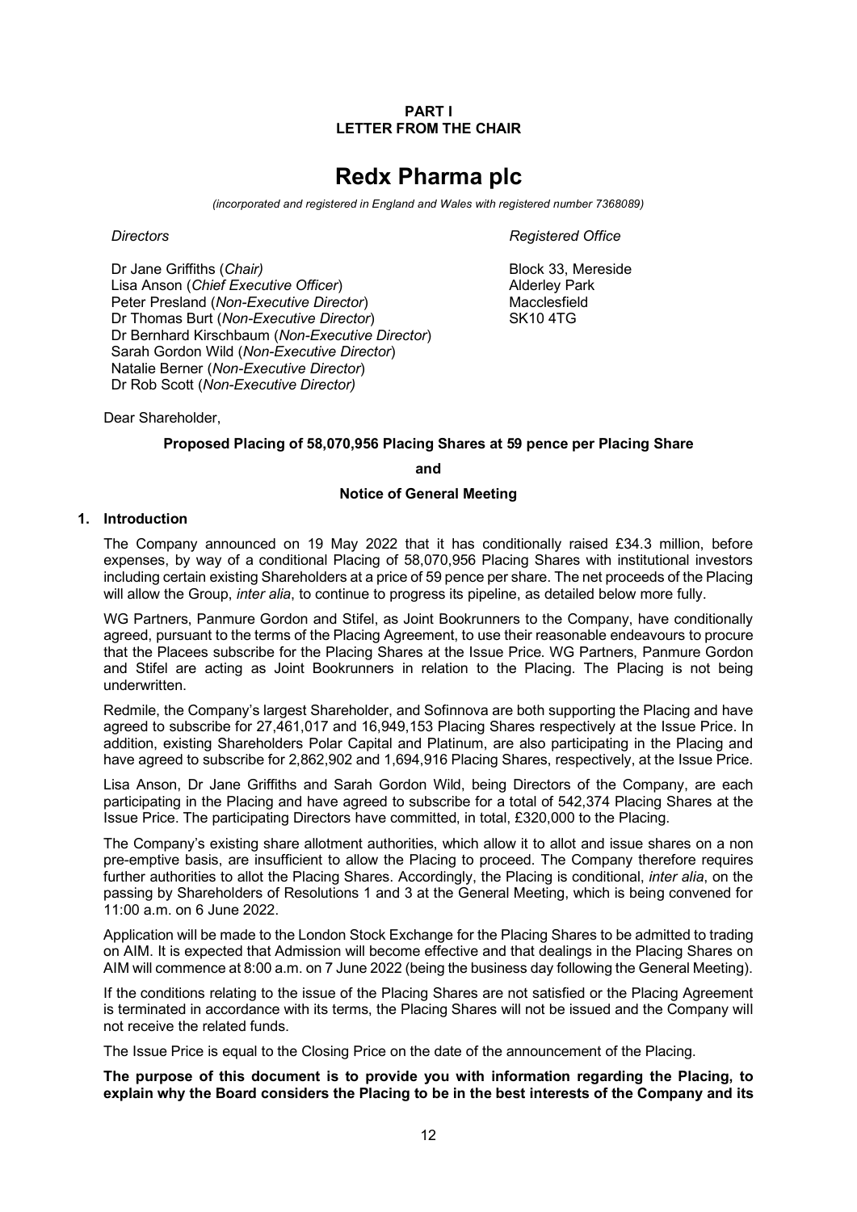**PART I**
**LETTER FROM THE CHAIR**

# Redx Pharma plc

*(incorporated and registered in England and Wales with registered number 7368089)*

*Directors*

Dr Jane Griffiths (*Chair)*
Lisa Anson (*Chief Executive Officer*)
Peter Presland (*Non-Executive Director*)
Dr Thomas Burt (*Non-Executive Director*)
Dr Bernhard Kirschbaum (*Non-Executive Director*)
Sarah Gordon Wild (*Non-Executive Director*)
Natalie Berner (*Non-Executive Director*)
Dr Rob Scott (*Non-Executive Director)*

*Registered Office*

Block 33, Mereside
Alderley Park
Macclesfield
SK10 4TG

Dear Shareholder,

**Proposed Placing of 58,070,956 Placing Shares at 59 pence per Placing Share**

**and**

**Notice of General Meeting**

## 1. Introduction

The Company announced on 19 May 2022 that it has conditionally raised £34.3 million, before expenses, by way of a conditional Placing of 58,070,956 Placing Shares with institutional investors including certain existing Shareholders at a price of 59 pence per share. The net proceeds of the Placing will allow the Group, *inter alia*, to continue to progress its pipeline, as detailed below more fully.

WG Partners, Panmure Gordon and Stifel, as Joint Bookrunners to the Company, have conditionally agreed, pursuant to the terms of the Placing Agreement, to use their reasonable endeavours to procure that the Placees subscribe for the Placing Shares at the Issue Price. WG Partners, Panmure Gordon and Stifel are acting as Joint Bookrunners in relation to the Placing. The Placing is not being underwritten.

Redmile, the Company's largest Shareholder, and Sofinnova are both supporting the Placing and have agreed to subscribe for 27,461,017 and 16,949,153 Placing Shares respectively at the Issue Price. In addition, existing Shareholders Polar Capital and Platinum, are also participating in the Placing and have agreed to subscribe for 2,862,902 and 1,694,916 Placing Shares, respectively, at the Issue Price.

Lisa Anson, Dr Jane Griffiths and Sarah Gordon Wild, being Directors of the Company, are each participating in the Placing and have agreed to subscribe for a total of 542,374 Placing Shares at the Issue Price. The participating Directors have committed, in total, £320,000 to the Placing.

The Company's existing share allotment authorities, which allow it to allot and issue shares on a non pre-emptive basis, are insufficient to allow the Placing to proceed. The Company therefore requires further authorities to allot the Placing Shares. Accordingly, the Placing is conditional, *inter alia*, on the passing by Shareholders of Resolutions 1 and 3 at the General Meeting, which is being convened for 11:00 a.m. on 6 June 2022.

Application will be made to the London Stock Exchange for the Placing Shares to be admitted to trading on AIM. It is expected that Admission will become effective and that dealings in the Placing Shares on AIM will commence at 8:00 a.m. on 7 June 2022 (being the business day following the General Meeting).

If the conditions relating to the issue of the Placing Shares are not satisfied or the Placing Agreement is terminated in accordance with its terms, the Placing Shares will not be issued and the Company will not receive the related funds.

The Issue Price is equal to the Closing Price on the date of the announcement of the Placing.

**The purpose of this document is to provide you with information regarding the Placing, to explain why the Board considers the Placing to be in the best interests of the Company and its**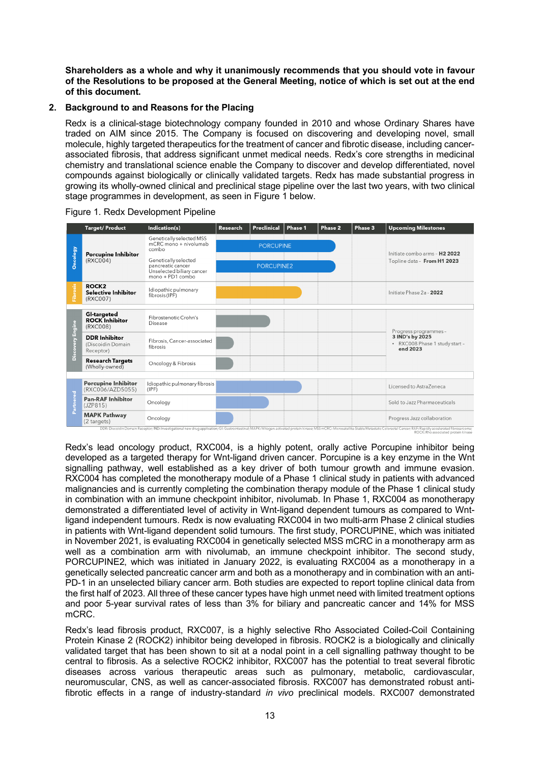**Shareholders as a whole and why it unanimously recommends that you should vote in favour of the Resolutions to be proposed at the General Meeting, notice of which is set out at the end of this document.**

## 2. Background to and Reasons for the Placing

Redx is a clinical-stage biotechnology company founded in 2010 and whose Ordinary Shares have traded on AIM since 2015. The Company is focused on discovering and developing novel, small molecule, highly targeted therapeutics for the treatment of cancer and fibrotic disease, including cancer-associated fibrosis, that address significant unmet medical needs. Redx's core strengths in medicinal chemistry and translational science enable the Company to discover and develop differentiated, novel compounds against biologically or clinically validated targets. Redx has made substantial progress in growing its wholly-owned clinical and preclinical stage pipeline over the last two years, with two clinical stage programmes in development, as seen in Figure 1 below.

Figure 1. Redx Development Pipeline

| | Target/ Product | Indication(s) | Research | Preclinical | Phase 1 | Phase 2 | Phase 3 | Upcoming Milestones |
|---|---|---|---|---|---|---|---|---|
| Oncology | **Porcupine Inhibitor** (RXC004) | Genetically selected MSS mCRC mono + nivolumab combo | PORCUPINE | | | | | Initiate combo arms - **H2 2022**; Topline data - **From H1 2023** |
| | | Genetically selected pancreatic cancer; Unselected biliary cancer mono + PD1 combo | PORCUPINE2 | | | | | |
| Fibrosis | **ROCK2 Selective Inhibitor** (RXC007) | Idiopathic pulmonary fibrosis (IPF) | | | | | | Initiate Phase 2a - **2022** |
| Discovery Engine | **GI-targeted ROCK Inhibitor** (RXC008) | Fibrostenotic Crohn's Disease | | | | | | Progress programmes - **3 IND's by 2025**; • RXC008 Phase 1 study start - **end 2023** |
| | **DDR Inhibitor** (Discoidin Domain Receptor) | Fibrosis, Cancer-associated fibrosis | | | | | | |
| | **Research Targets** (Wholly-owned) | Oncology & Fibrosis | | | | | | |
| Partnered | **Porcupine Inhibitor** (RXC006/AZD5055) | Idiopathic pulmonary fibrosis (IPF) | | | | | | Licensed to AstraZeneca |
| | **Pan-RAF Inhibitor** (JZP815) | Oncology | | | | | | Sold to Jazz Pharmaceuticals |
| | **MAPK Pathway** (2 targets) | Oncology | | | | | | Progress Jazz collaboration |

DDR: Discoidin Domain Receptor; IND: Investigational new drug application; GI: Gastrointestinal; MAPK: Mitogen-activated protein kinase; MSS mCRC: Microsatellite Stable Metastatic Colorectal Cancer; RAF: Rapidly accelerated fibrosarcoma; ROCK: Rho associated protein kinase

Redx's lead oncology product, RXC004, is a highly potent, orally active Porcupine inhibitor being developed as a targeted therapy for Wnt-ligand driven cancer. Porcupine is a key enzyme in the Wnt signalling pathway, well established as a key driver of both tumour growth and immune evasion. RXC004 has completed the monotherapy module of a Phase 1 clinical study in patients with advanced malignancies and is currently completing the combination therapy module of the Phase 1 clinical study in combination with an immune checkpoint inhibitor, nivolumab. In Phase 1, RXC004 as monotherapy demonstrated a differentiated level of activity in Wnt-ligand dependent tumours as compared to Wnt-ligand independent tumours. Redx is now evaluating RXC004 in two multi-arm Phase 2 clinical studies in patients with Wnt-ligand dependent solid tumours. The first study, PORCUPINE, which was initiated in November 2021, is evaluating RXC004 in genetically selected MSS mCRC in a monotherapy arm as well as a combination arm with nivolumab, an immune checkpoint inhibitor. The second study, PORCUPINE2, which was initiated in January 2022, is evaluating RXC004 as a monotherapy in a genetically selected pancreatic cancer arm and both as a monotherapy and in combination with an anti-PD-1 in an unselected biliary cancer arm. Both studies are expected to report topline clinical data from the first half of 2023. All three of these cancer types have high unmet need with limited treatment options and poor 5-year survival rates of less than 3% for biliary and pancreatic cancer and 14% for MSS mCRC.

Redx's lead fibrosis product, RXC007, is a highly selective Rho Associated Coiled-Coil Containing Protein Kinase 2 (ROCK2) inhibitor being developed in fibrosis. ROCK2 is a biologically and clinically validated target that has been shown to sit at a nodal point in a cell signalling pathway thought to be central to fibrosis. As a selective ROCK2 inhibitor, RXC007 has the potential to treat several fibrotic diseases across various therapeutic areas such as pulmonary, metabolic, cardiovascular, neuromuscular, CNS, as well as cancer-associated fibrosis. RXC007 has demonstrated robust anti-fibrotic effects in a range of industry-standard *in vivo* preclinical models. RXC007 demonstrated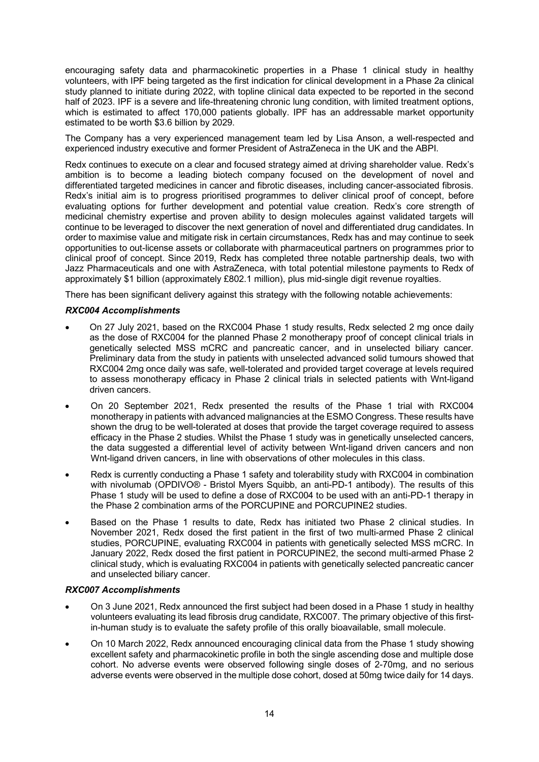encouraging safety data and pharmacokinetic properties in a Phase 1 clinical study in healthy volunteers, with IPF being targeted as the first indication for clinical development in a Phase 2a clinical study planned to initiate during 2022, with topline clinical data expected to be reported in the second half of 2023. IPF is a severe and life-threatening chronic lung condition, with limited treatment options, which is estimated to affect 170,000 patients globally. IPF has an addressable market opportunity estimated to be worth $3.6 billion by 2029.

The Company has a very experienced management team led by Lisa Anson, a well-respected and experienced industry executive and former President of AstraZeneca in the UK and the ABPI.

Redx continues to execute on a clear and focused strategy aimed at driving shareholder value. Redx's ambition is to become a leading biotech company focused on the development of novel and differentiated targeted medicines in cancer and fibrotic diseases, including cancer-associated fibrosis. Redx's initial aim is to progress prioritised programmes to deliver clinical proof of concept, before evaluating options for further development and potential value creation. Redx's core strength of medicinal chemistry expertise and proven ability to design molecules against validated targets will continue to be leveraged to discover the next generation of novel and differentiated drug candidates. In order to maximise value and mitigate risk in certain circumstances, Redx has and may continue to seek opportunities to out-license assets or collaborate with pharmaceutical partners on programmes prior to clinical proof of concept. Since 2019, Redx has completed three notable partnership deals, two with Jazz Pharmaceuticals and one with AstraZeneca, with total potential milestone payments to Redx of approximately $1 billion (approximately £802.1 million), plus mid-single digit revenue royalties.

There has been significant delivery against this strategy with the following notable achievements:

***RXC004 Accomplishments***

- On 27 July 2021, based on the RXC004 Phase 1 study results, Redx selected 2 mg once daily as the dose of RXC004 for the planned Phase 2 monotherapy proof of concept clinical trials in genetically selected MSS mCRC and pancreatic cancer, and in unselected biliary cancer. Preliminary data from the study in patients with unselected advanced solid tumours showed that RXC004 2mg once daily was safe, well-tolerated and provided target coverage at levels required to assess monotherapy efficacy in Phase 2 clinical trials in selected patients with Wnt-ligand driven cancers.
- On 20 September 2021, Redx presented the results of the Phase 1 trial with RXC004 monotherapy in patients with advanced malignancies at the ESMO Congress. These results have shown the drug to be well-tolerated at doses that provide the target coverage required to assess efficacy in the Phase 2 studies. Whilst the Phase 1 study was in genetically unselected cancers, the data suggested a differential level of activity between Wnt-ligand driven cancers and non Wnt-ligand driven cancers, in line with observations of other molecules in this class.
- Redx is currently conducting a Phase 1 safety and tolerability study with RXC004 in combination with nivolumab (OPDIVO® - Bristol Myers Squibb, an anti-PD-1 antibody). The results of this Phase 1 study will be used to define a dose of RXC004 to be used with an anti-PD-1 therapy in the Phase 2 combination arms of the PORCUPINE and PORCUPINE2 studies.
- Based on the Phase 1 results to date, Redx has initiated two Phase 2 clinical studies. In November 2021, Redx dosed the first patient in the first of two multi-armed Phase 2 clinical studies, PORCUPINE, evaluating RXC004 in patients with genetically selected MSS mCRC. In January 2022, Redx dosed the first patient in PORCUPINE2, the second multi-armed Phase 2 clinical study, which is evaluating RXC004 in patients with genetically selected pancreatic cancer and unselected biliary cancer.

***RXC007 Accomplishments***

- On 3 June 2021, Redx announced the first subject had been dosed in a Phase 1 study in healthy volunteers evaluating its lead fibrosis drug candidate, RXC007. The primary objective of this first-in-human study is to evaluate the safety profile of this orally bioavailable, small molecule.
- On 10 March 2022, Redx announced encouraging clinical data from the Phase 1 study showing excellent safety and pharmacokinetic profile in both the single ascending dose and multiple dose cohort. No adverse events were observed following single doses of 2-70mg, and no serious adverse events were observed in the multiple dose cohort, dosed at 50mg twice daily for 14 days.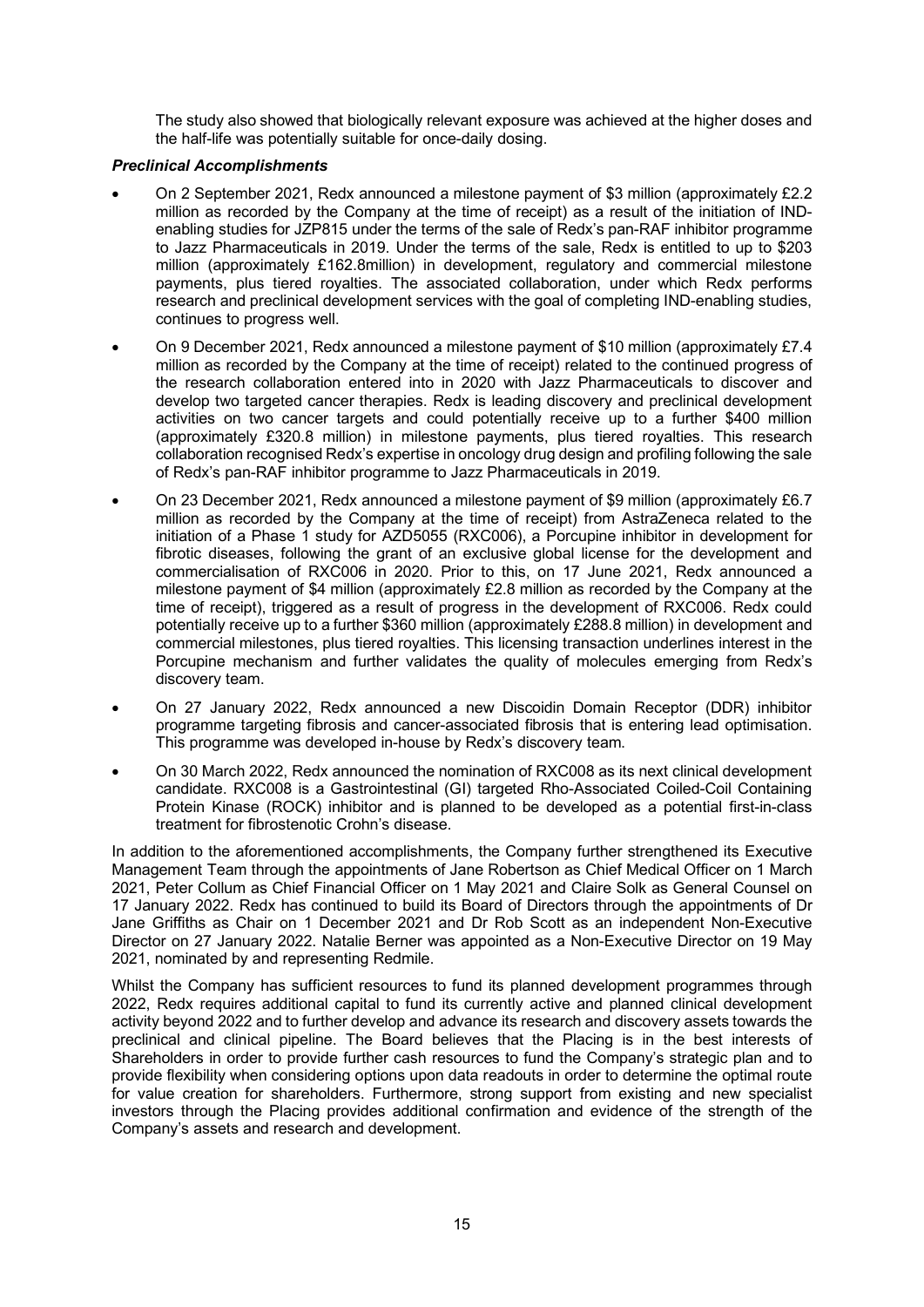The study also showed that biologically relevant exposure was achieved at the higher doses and the half-life was potentially suitable for once-daily dosing.

***Preclinical Accomplishments***

- On 2 September 2021, Redx announced a milestone payment of $3 million (approximately £2.2 million as recorded by the Company at the time of receipt) as a result of the initiation of IND-enabling studies for JZP815 under the terms of the sale of Redx's pan-RAF inhibitor programme to Jazz Pharmaceuticals in 2019. Under the terms of the sale, Redx is entitled to up to $203 million (approximately £162.8million) in development, regulatory and commercial milestone payments, plus tiered royalties. The associated collaboration, under which Redx performs research and preclinical development services with the goal of completing IND-enabling studies, continues to progress well.
- On 9 December 2021, Redx announced a milestone payment of $10 million (approximately £7.4 million as recorded by the Company at the time of receipt) related to the continued progress of the research collaboration entered into in 2020 with Jazz Pharmaceuticals to discover and develop two targeted cancer therapies. Redx is leading discovery and preclinical development activities on two cancer targets and could potentially receive up to a further $400 million (approximately £320.8 million) in milestone payments, plus tiered royalties. This research collaboration recognised Redx's expertise in oncology drug design and profiling following the sale of Redx's pan-RAF inhibitor programme to Jazz Pharmaceuticals in 2019.
- On 23 December 2021, Redx announced a milestone payment of $9 million (approximately £6.7 million as recorded by the Company at the time of receipt) from AstraZeneca related to the initiation of a Phase 1 study for AZD5055 (RXC006), a Porcupine inhibitor in development for fibrotic diseases, following the grant of an exclusive global license for the development and commercialisation of RXC006 in 2020. Prior to this, on 17 June 2021, Redx announced a milestone payment of $4 million (approximately £2.8 million as recorded by the Company at the time of receipt), triggered as a result of progress in the development of RXC006. Redx could potentially receive up to a further $360 million (approximately £288.8 million) in development and commercial milestones, plus tiered royalties. This licensing transaction underlines interest in the Porcupine mechanism and further validates the quality of molecules emerging from Redx's discovery team.
- On 27 January 2022, Redx announced a new Discoidin Domain Receptor (DDR) inhibitor programme targeting fibrosis and cancer-associated fibrosis that is entering lead optimisation. This programme was developed in-house by Redx's discovery team.
- On 30 March 2022, Redx announced the nomination of RXC008 as its next clinical development candidate. RXC008 is a Gastrointestinal (GI) targeted Rho-Associated Coiled-Coil Containing Protein Kinase (ROCK) inhibitor and is planned to be developed as a potential first-in-class treatment for fibrostenotic Crohn's disease.

In addition to the aforementioned accomplishments, the Company further strengthened its Executive Management Team through the appointments of Jane Robertson as Chief Medical Officer on 1 March 2021, Peter Collum as Chief Financial Officer on 1 May 2021 and Claire Solk as General Counsel on 17 January 2022. Redx has continued to build its Board of Directors through the appointments of Dr Jane Griffiths as Chair on 1 December 2021 and Dr Rob Scott as an independent Non-Executive Director on 27 January 2022. Natalie Berner was appointed as a Non-Executive Director on 19 May 2021, nominated by and representing Redmile.

Whilst the Company has sufficient resources to fund its planned development programmes through 2022, Redx requires additional capital to fund its currently active and planned clinical development activity beyond 2022 and to further develop and advance its research and discovery assets towards the preclinical and clinical pipeline. The Board believes that the Placing is in the best interests of Shareholders in order to provide further cash resources to fund the Company's strategic plan and to provide flexibility when considering options upon data readouts in order to determine the optimal route for value creation for shareholders. Furthermore, strong support from existing and new specialist investors through the Placing provides additional confirmation and evidence of the strength of the Company's assets and research and development.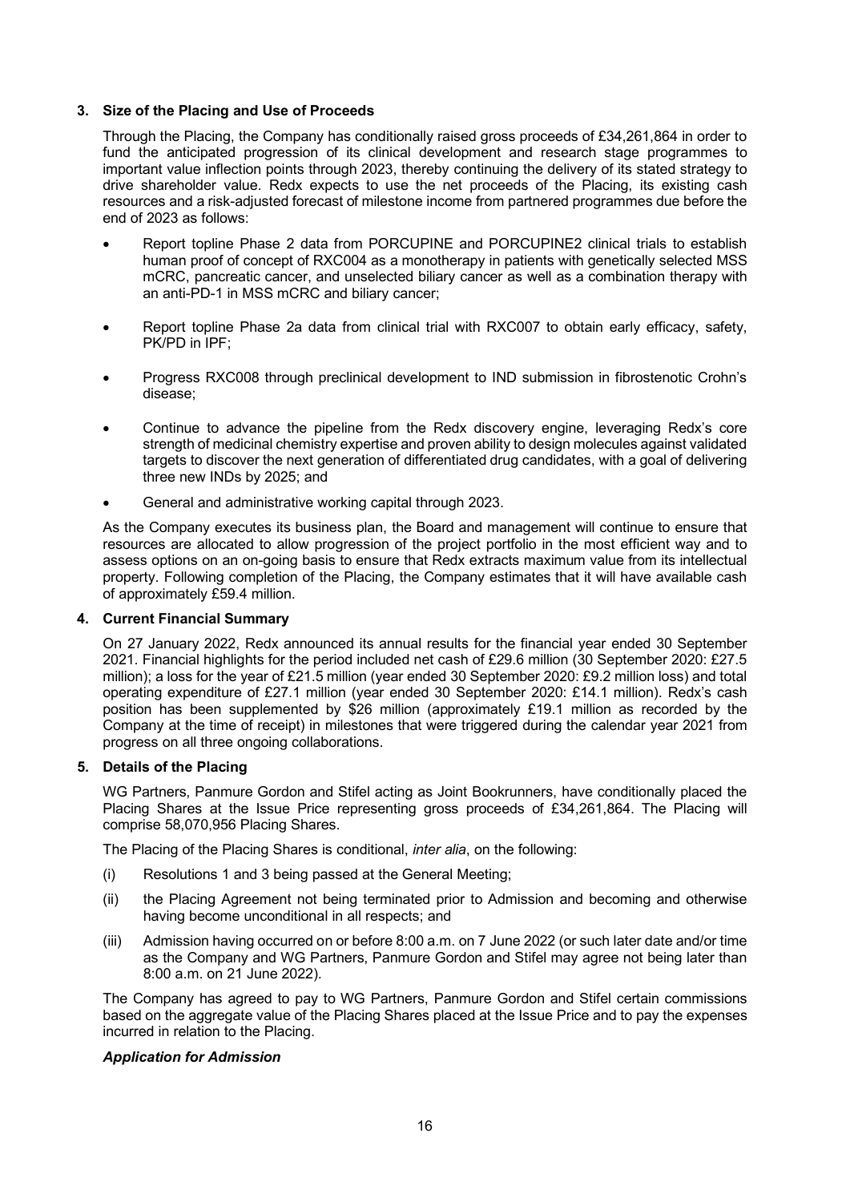## 3. Size of the Placing and Use of Proceeds

Through the Placing, the Company has conditionally raised gross proceeds of £34,261,864 in order to fund the anticipated progression of its clinical development and research stage programmes to important value inflection points through 2023, thereby continuing the delivery of its stated strategy to drive shareholder value. Redx expects to use the net proceeds of the Placing, its existing cash resources and a risk-adjusted forecast of milestone income from partnered programmes due before the end of 2023 as follows:

- Report topline Phase 2 data from PORCUPINE and PORCUPINE2 clinical trials to establish human proof of concept of RXC004 as a monotherapy in patients with genetically selected MSS mCRC, pancreatic cancer, and unselected biliary cancer as well as a combination therapy with an anti-PD-1 in MSS mCRC and biliary cancer;
- Report topline Phase 2a data from clinical trial with RXC007 to obtain early efficacy, safety, PK/PD in IPF;
- Progress RXC008 through preclinical development to IND submission in fibrostenotic Crohn's disease;
- Continue to advance the pipeline from the Redx discovery engine, leveraging Redx's core strength of medicinal chemistry expertise and proven ability to design molecules against validated targets to discover the next generation of differentiated drug candidates, with a goal of delivering three new INDs by 2025; and
- General and administrative working capital through 2023.

As the Company executes its business plan, the Board and management will continue to ensure that resources are allocated to allow progression of the project portfolio in the most efficient way and to assess options on an on-going basis to ensure that Redx extracts maximum value from its intellectual property. Following completion of the Placing, the Company estimates that it will have available cash of approximately £59.4 million.

## 4. Current Financial Summary

On 27 January 2022, Redx announced its annual results for the financial year ended 30 September 2021. Financial highlights for the period included net cash of £29.6 million (30 September 2020: £27.5 million); a loss for the year of £21.5 million (year ended 30 September 2020: £9.2 million loss) and total operating expenditure of £27.1 million (year ended 30 September 2020: £14.1 million). Redx's cash position has been supplemented by $26 million (approximately £19.1 million as recorded by the Company at the time of receipt) in milestones that were triggered during the calendar year 2021 from progress on all three ongoing collaborations.

## 5. Details of the Placing

WG Partners, Panmure Gordon and Stifel acting as Joint Bookrunners, have conditionally placed the Placing Shares at the Issue Price representing gross proceeds of £34,261,864. The Placing will comprise 58,070,956 Placing Shares.

The Placing of the Placing Shares is conditional, *inter alia*, on the following:

(i) Resolutions 1 and 3 being passed at the General Meeting;

(ii) the Placing Agreement not being terminated prior to Admission and becoming and otherwise having become unconditional in all respects; and

(iii) Admission having occurred on or before 8:00 a.m. on 7 June 2022 (or such later date and/or time as the Company and WG Partners, Panmure Gordon and Stifel may agree not being later than 8:00 a.m. on 21 June 2022).

The Company has agreed to pay to WG Partners, Panmure Gordon and Stifel certain commissions based on the aggregate value of the Placing Shares placed at the Issue Price and to pay the expenses incurred in relation to the Placing.

***Application for Admission***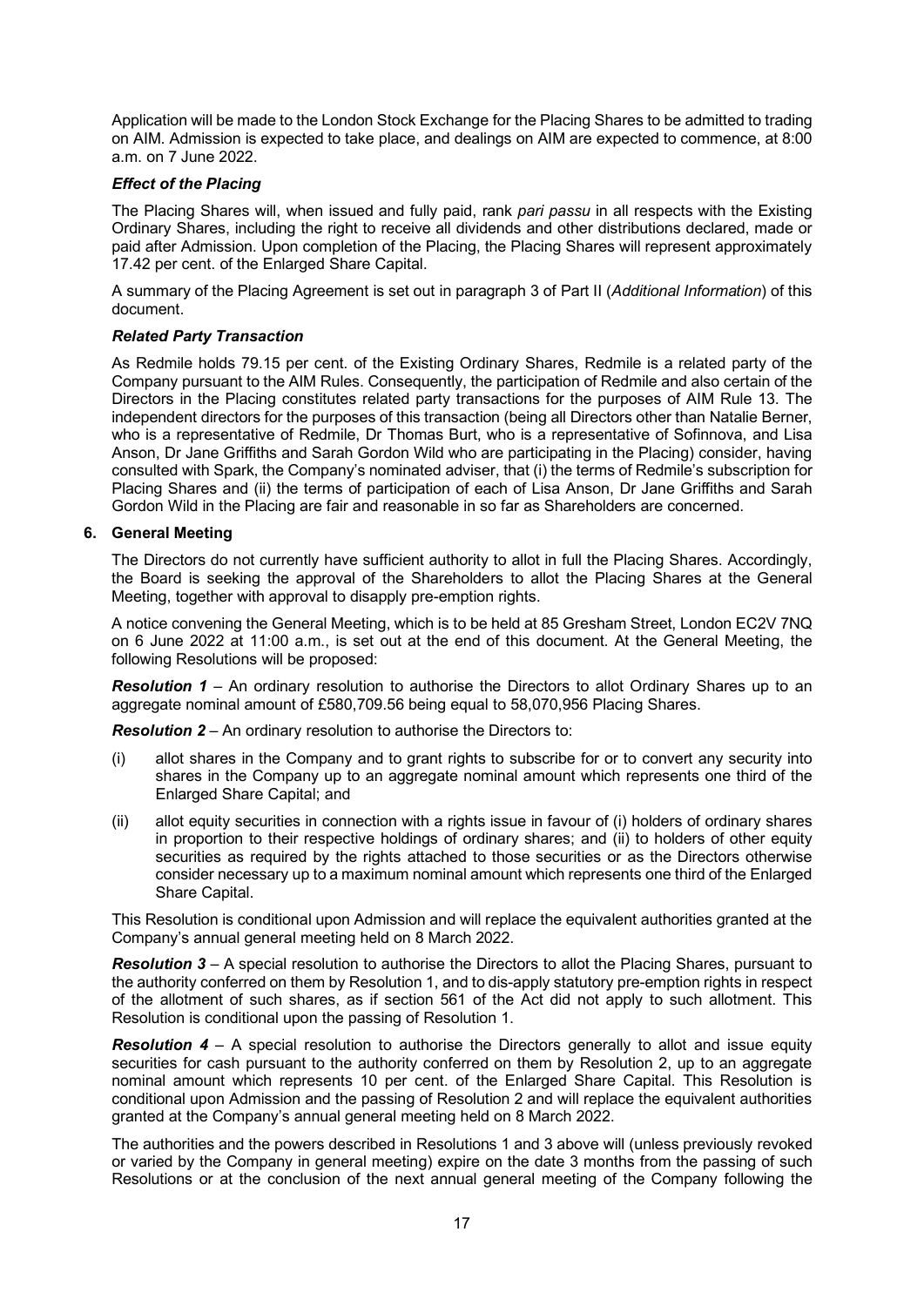Application will be made to the London Stock Exchange for the Placing Shares to be admitted to trading on AIM. Admission is expected to take place, and dealings on AIM are expected to commence, at 8:00 a.m. on 7 June 2022.

***Effect of the Placing***

The Placing Shares will, when issued and fully paid, rank *pari passu* in all respects with the Existing Ordinary Shares, including the right to receive all dividends and other distributions declared, made or paid after Admission. Upon completion of the Placing, the Placing Shares will represent approximately 17.42 per cent. of the Enlarged Share Capital.

A summary of the Placing Agreement is set out in paragraph 3 of Part II (*Additional Information*) of this document.

***Related Party Transaction***

As Redmile holds 79.15 per cent. of the Existing Ordinary Shares, Redmile is a related party of the Company pursuant to the AIM Rules. Consequently, the participation of Redmile and also certain of the Directors in the Placing constitutes related party transactions for the purposes of AIM Rule 13. The independent directors for the purposes of this transaction (being all Directors other than Natalie Berner, who is a representative of Redmile, Dr Thomas Burt, who is a representative of Sofinnova, and Lisa Anson, Dr Jane Griffiths and Sarah Gordon Wild who are participating in the Placing) consider, having consulted with Spark, the Company's nominated adviser, that (i) the terms of Redmile's subscription for Placing Shares and (ii) the terms of participation of each of Lisa Anson, Dr Jane Griffiths and Sarah Gordon Wild in the Placing are fair and reasonable in so far as Shareholders are concerned.

## 6. General Meeting

The Directors do not currently have sufficient authority to allot in full the Placing Shares. Accordingly, the Board is seeking the approval of the Shareholders to allot the Placing Shares at the General Meeting, together with approval to disapply pre-emption rights.

A notice convening the General Meeting, which is to be held at 85 Gresham Street, London EC2V 7NQ on 6 June 2022 at 11:00 a.m., is set out at the end of this document. At the General Meeting, the following Resolutions will be proposed:

***Resolution 1*** – An ordinary resolution to authorise the Directors to allot Ordinary Shares up to an aggregate nominal amount of £580,709.56 being equal to 58,070,956 Placing Shares.

***Resolution 2*** – An ordinary resolution to authorise the Directors to:

(i) allot shares in the Company and to grant rights to subscribe for or to convert any security into shares in the Company up to an aggregate nominal amount which represents one third of the Enlarged Share Capital; and

(ii) allot equity securities in connection with a rights issue in favour of (i) holders of ordinary shares in proportion to their respective holdings of ordinary shares; and (ii) to holders of other equity securities as required by the rights attached to those securities or as the Directors otherwise consider necessary up to a maximum nominal amount which represents one third of the Enlarged Share Capital.

This Resolution is conditional upon Admission and will replace the equivalent authorities granted at the Company's annual general meeting held on 8 March 2022.

***Resolution 3*** – A special resolution to authorise the Directors to allot the Placing Shares, pursuant to the authority conferred on them by Resolution 1, and to dis-apply statutory pre-emption rights in respect of the allotment of such shares, as if section 561 of the Act did not apply to such allotment. This Resolution is conditional upon the passing of Resolution 1.

***Resolution 4*** – A special resolution to authorise the Directors generally to allot and issue equity securities for cash pursuant to the authority conferred on them by Resolution 2, up to an aggregate nominal amount which represents 10 per cent. of the Enlarged Share Capital. This Resolution is conditional upon Admission and the passing of Resolution 2 and will replace the equivalent authorities granted at the Company's annual general meeting held on 8 March 2022.

The authorities and the powers described in Resolutions 1 and 3 above will (unless previously revoked or varied by the Company in general meeting) expire on the date 3 months from the passing of such Resolutions or at the conclusion of the next annual general meeting of the Company following the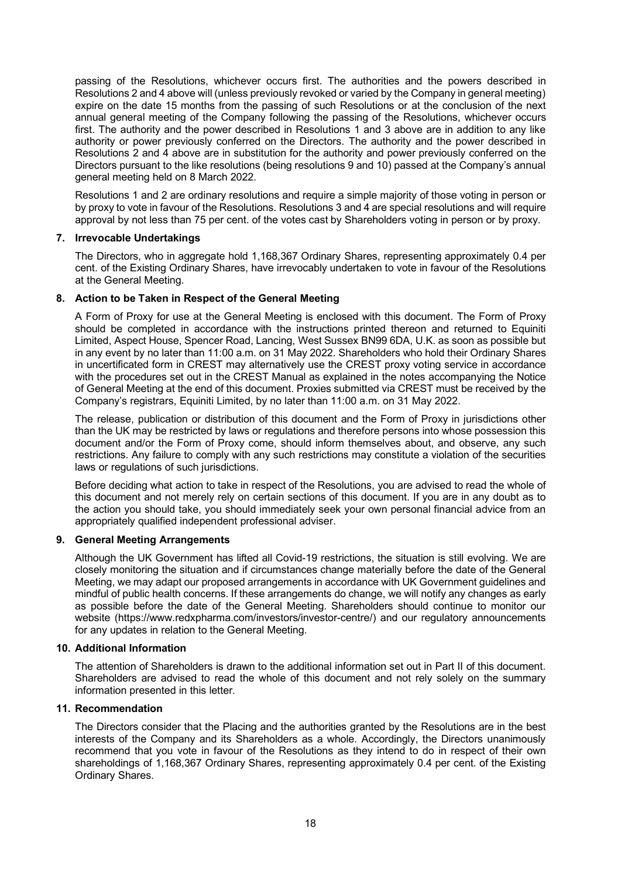passing of the Resolutions, whichever occurs first. The authorities and the powers described in Resolutions 2 and 4 above will (unless previously revoked or varied by the Company in general meeting) expire on the date 15 months from the passing of such Resolutions or at the conclusion of the next annual general meeting of the Company following the passing of the Resolutions, whichever occurs first. The authority and the power described in Resolutions 1 and 3 above are in addition to any like authority or power previously conferred on the Directors. The authority and the power described in Resolutions 2 and 4 above are in substitution for the authority and power previously conferred on the Directors pursuant to the like resolutions (being resolutions 9 and 10) passed at the Company's annual general meeting held on 8 March 2022.

Resolutions 1 and 2 are ordinary resolutions and require a simple majority of those voting in person or by proxy to vote in favour of the Resolutions. Resolutions 3 and 4 are special resolutions and will require approval by not less than 75 per cent. of the votes cast by Shareholders voting in person or by proxy.

## 7. Irrevocable Undertakings

The Directors, who in aggregate hold 1,168,367 Ordinary Shares, representing approximately 0.4 per cent. of the Existing Ordinary Shares, have irrevocably undertaken to vote in favour of the Resolutions at the General Meeting.

## 8. Action to be Taken in Respect of the General Meeting

A Form of Proxy for use at the General Meeting is enclosed with this document. The Form of Proxy should be completed in accordance with the instructions printed thereon and returned to Equiniti Limited, Aspect House, Spencer Road, Lancing, West Sussex BN99 6DA, U.K. as soon as possible but in any event by no later than 11:00 a.m. on 31 May 2022. Shareholders who hold their Ordinary Shares in uncertificated form in CREST may alternatively use the CREST proxy voting service in accordance with the procedures set out in the CREST Manual as explained in the notes accompanying the Notice of General Meeting at the end of this document. Proxies submitted via CREST must be received by the Company's registrars, Equiniti Limited, by no later than 11:00 a.m. on 31 May 2022.

The release, publication or distribution of this document and the Form of Proxy in jurisdictions other than the UK may be restricted by laws or regulations and therefore persons into whose possession this document and/or the Form of Proxy come, should inform themselves about, and observe, any such restrictions. Any failure to comply with any such restrictions may constitute a violation of the securities laws or regulations of such jurisdictions.

Before deciding what action to take in respect of the Resolutions, you are advised to read the whole of this document and not merely rely on certain sections of this document. If you are in any doubt as to the action you should take, you should immediately seek your own personal financial advice from an appropriately qualified independent professional adviser.

## 9. General Meeting Arrangements

Although the UK Government has lifted all Covid-19 restrictions, the situation is still evolving. We are closely monitoring the situation and if circumstances change materially before the date of the General Meeting, we may adapt our proposed arrangements in accordance with UK Government guidelines and mindful of public health concerns. If these arrangements do change, we will notify any changes as early as possible before the date of the General Meeting. Shareholders should continue to monitor our website (https://www.redxpharma.com/investors/investor-centre/) and our regulatory announcements for any updates in relation to the General Meeting.

## 10. Additional Information

The attention of Shareholders is drawn to the additional information set out in Part II of this document. Shareholders are advised to read the whole of this document and not rely solely on the summary information presented in this letter.

## 11. Recommendation

The Directors consider that the Placing and the authorities granted by the Resolutions are in the best interests of the Company and its Shareholders as a whole. Accordingly, the Directors unanimously recommend that you vote in favour of the Resolutions as they intend to do in respect of their own shareholdings of 1,168,367 Ordinary Shares, representing approximately 0.4 per cent. of the Existing Ordinary Shares.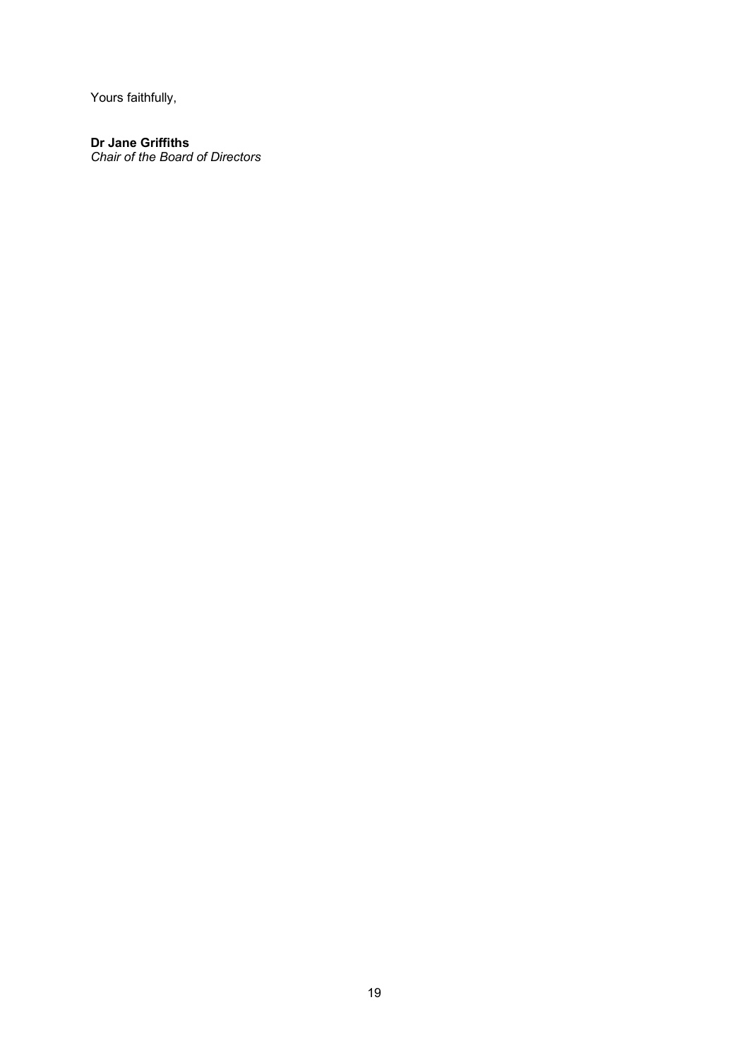Yours faithfully,

**Dr Jane Griffiths**
*Chair of the Board of Directors*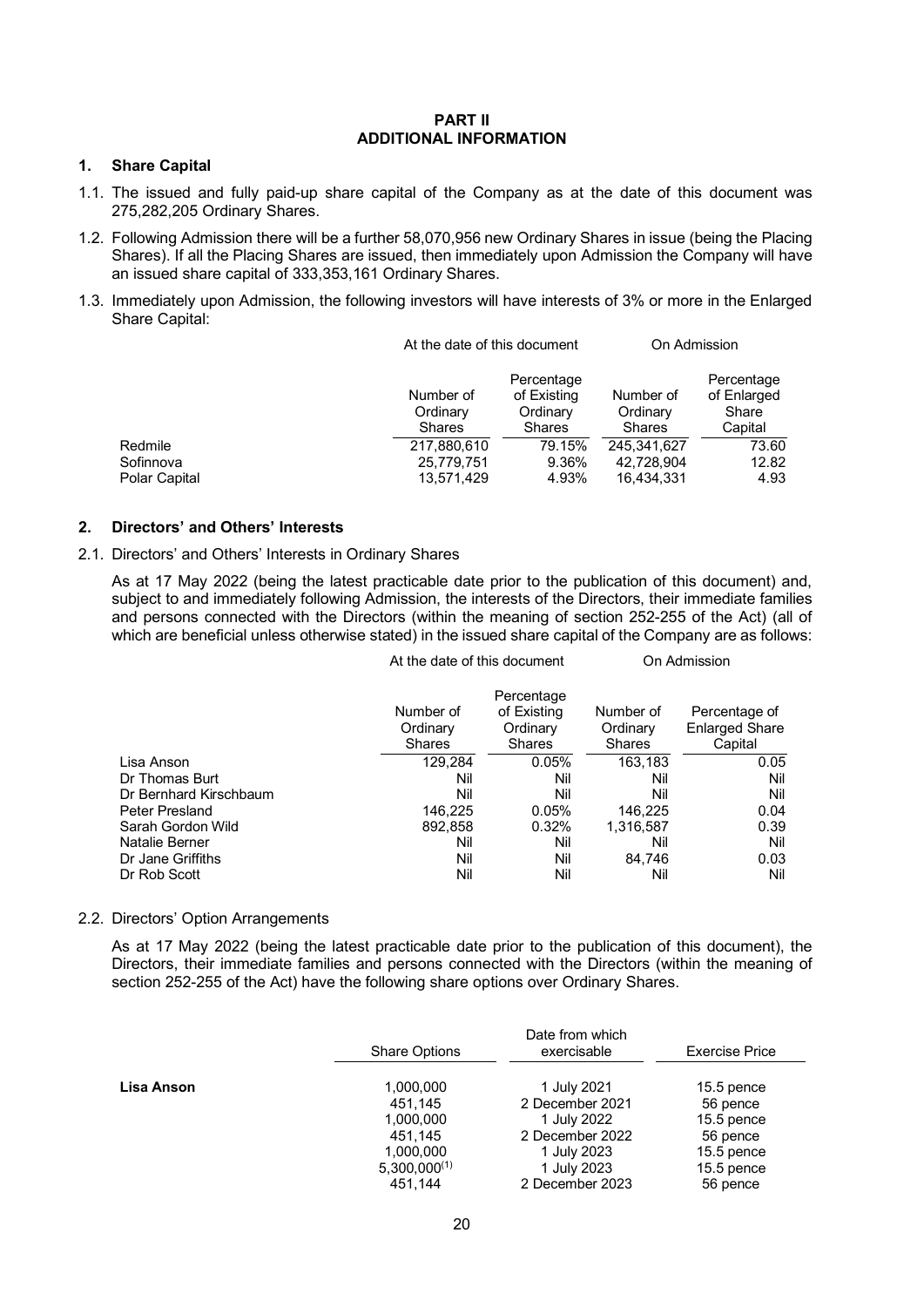# PART II
# ADDITIONAL INFORMATION

## 1. Share Capital

1.1. The issued and fully paid-up share capital of the Company as at the date of this document was 275,282,205 Ordinary Shares.

1.2. Following Admission there will be a further 58,070,956 new Ordinary Shares in issue (being the Placing Shares). If all the Placing Shares are issued, then immediately upon Admission the Company will have an issued share capital of 333,353,161 Ordinary Shares.

1.3. Immediately upon Admission, the following investors will have interests of 3% or more in the Enlarged Share Capital:

| | At the date of this document | | On Admission | |
|---|---|---|---|---|
| | Number of Ordinary Shares | Percentage of Existing Ordinary Shares | Number of Ordinary Shares | Percentage of Enlarged Share Capital |
| Redmile | 217,880,610 | 79.15% | 245,341,627 | 73.60 |
| Sofinnova | 25,779,751 | 9.36% | 42,728,904 | 12.82 |
| Polar Capital | 13,571,429 | 4.93% | 16,434,331 | 4.93 |

## 2. Directors' and Others' Interests

2.1. Directors' and Others' Interests in Ordinary Shares

As at 17 May 2022 (being the latest practicable date prior to the publication of this document) and, subject to and immediately following Admission, the interests of the Directors, their immediate families and persons connected with the Directors (within the meaning of section 252-255 of the Act) (all of which are beneficial unless otherwise stated) in the issued share capital of the Company are as follows:

| | At the date of this document | | On Admission | |
|---|---|---|---|---|
| | Number of Ordinary Shares | Percentage of Existing Ordinary Shares | Number of Ordinary Shares | Percentage of Enlarged Share Capital |
| Lisa Anson | 129,284 | 0.05% | 163,183 | 0.05 |
| Dr Thomas Burt | Nil | Nil | Nil | Nil |
| Dr Bernhard Kirschbaum | Nil | Nil | Nil | Nil |
| Peter Presland | 146,225 | 0.05% | 146,225 | 0.04 |
| Sarah Gordon Wild | 892,858 | 0.32% | 1,316,587 | 0.39 |
| Natalie Berner | Nil | Nil | Nil | Nil |
| Dr Jane Griffiths | Nil | Nil | 84,746 | 0.03 |
| Dr Rob Scott | Nil | Nil | Nil | Nil |

2.2. Directors' Option Arrangements

As at 17 May 2022 (being the latest practicable date prior to the publication of this document), the Directors, their immediate families and persons connected with the Directors (within the meaning of section 252-255 of the Act) have the following share options over Ordinary Shares.

| | Share Options | Date from which exercisable | Exercise Price |
|---|---|---|---|
| **Lisa Anson** | 1,000,000 | 1 July 2021 | 15.5 pence |
| | 451,145 | 2 December 2021 | 56 pence |
| | 1,000,000 | 1 July 2022 | 15.5 pence |
| | 451,145 | 2 December 2022 | 56 pence |
| | 1,000,000 | 1 July 2023 | 15.5 pence |
| | 5,300,000[(1)] | 1 July 2023 | 15.5 pence |
| | 451,144 | 2 December 2023 | 56 pence |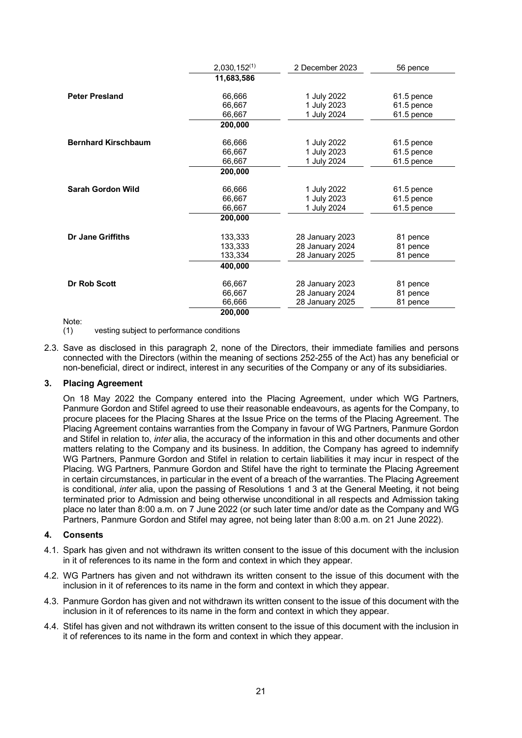| | | | |
|---|---|---|---|
| | 2,030,152(1) | 2 December 2023 | 56 pence |
| | **11,683,586** | | |
| **Peter Presland** | 66,666 | 1 July 2022 | 61.5 pence |
| | 66,667 | 1 July 2023 | 61.5 pence |
| | 66,667 | 1 July 2024 | 61.5 pence |
| | **200,000** | | |
| **Bernhard Kirschbaum** | 66,666 | 1 July 2022 | 61.5 pence |
| | 66,667 | 1 July 2023 | 61.5 pence |
| | 66,667 | 1 July 2024 | 61.5 pence |
| | **200,000** | | |
| **Sarah Gordon Wild** | 66,666 | 1 July 2022 | 61.5 pence |
| | 66,667 | 1 July 2023 | 61.5 pence |
| | 66,667 | 1 July 2024 | 61.5 pence |
| | **200,000** | | |
| **Dr Jane Griffiths** | 133,333 | 28 January 2023 | 81 pence |
| | 133,333 | 28 January 2024 | 81 pence |
| | 133,334 | 28 January 2025 | 81 pence |
| | **400,000** | | |
| **Dr Rob Scott** | 66,667 | 28 January 2023 | 81 pence |
| | 66,667 | 28 January 2024 | 81 pence |
| | 66,666 | 28 January 2025 | 81 pence |
| | **200,000** | | |

Note:
(1) vesting subject to performance conditions

2.3. Save as disclosed in this paragraph 2, none of the Directors, their immediate families and persons connected with the Directors (within the meaning of sections 252-255 of the Act) has any beneficial or non-beneficial, direct or indirect, interest in any securities of the Company or any of its subsidiaries.

### 3. Placing Agreement

On 18 May 2022 the Company entered into the Placing Agreement, under which WG Partners, Panmure Gordon and Stifel agreed to use their reasonable endeavours, as agents for the Company, to procure placees for the Placing Shares at the Issue Price on the terms of the Placing Agreement. The Placing Agreement contains warranties from the Company in favour of WG Partners, Panmure Gordon and Stifel in relation to, *inter* alia, the accuracy of the information in this and other documents and other matters relating to the Company and its business. In addition, the Company has agreed to indemnify WG Partners, Panmure Gordon and Stifel in relation to certain liabilities it may incur in respect of the Placing. WG Partners, Panmure Gordon and Stifel have the right to terminate the Placing Agreement in certain circumstances, in particular in the event of a breach of the warranties. The Placing Agreement is conditional, *inter* alia, upon the passing of Resolutions 1 and 3 at the General Meeting, it not being terminated prior to Admission and being otherwise unconditional in all respects and Admission taking place no later than 8:00 a.m. on 7 June 2022 (or such later time and/or date as the Company and WG Partners, Panmure Gordon and Stifel may agree, not being later than 8:00 a.m. on 21 June 2022).

### 4. Consents

4.1. Spark has given and not withdrawn its written consent to the issue of this document with the inclusion in it of references to its name in the form and context in which they appear.

4.2. WG Partners has given and not withdrawn its written consent to the issue of this document with the inclusion in it of references to its name in the form and context in which they appear.

4.3. Panmure Gordon has given and not withdrawn its written consent to the issue of this document with the inclusion in it of references to its name in the form and context in which they appear.

4.4. Stifel has given and not withdrawn its written consent to the issue of this document with the inclusion in it of references to its name in the form and context in which they appear.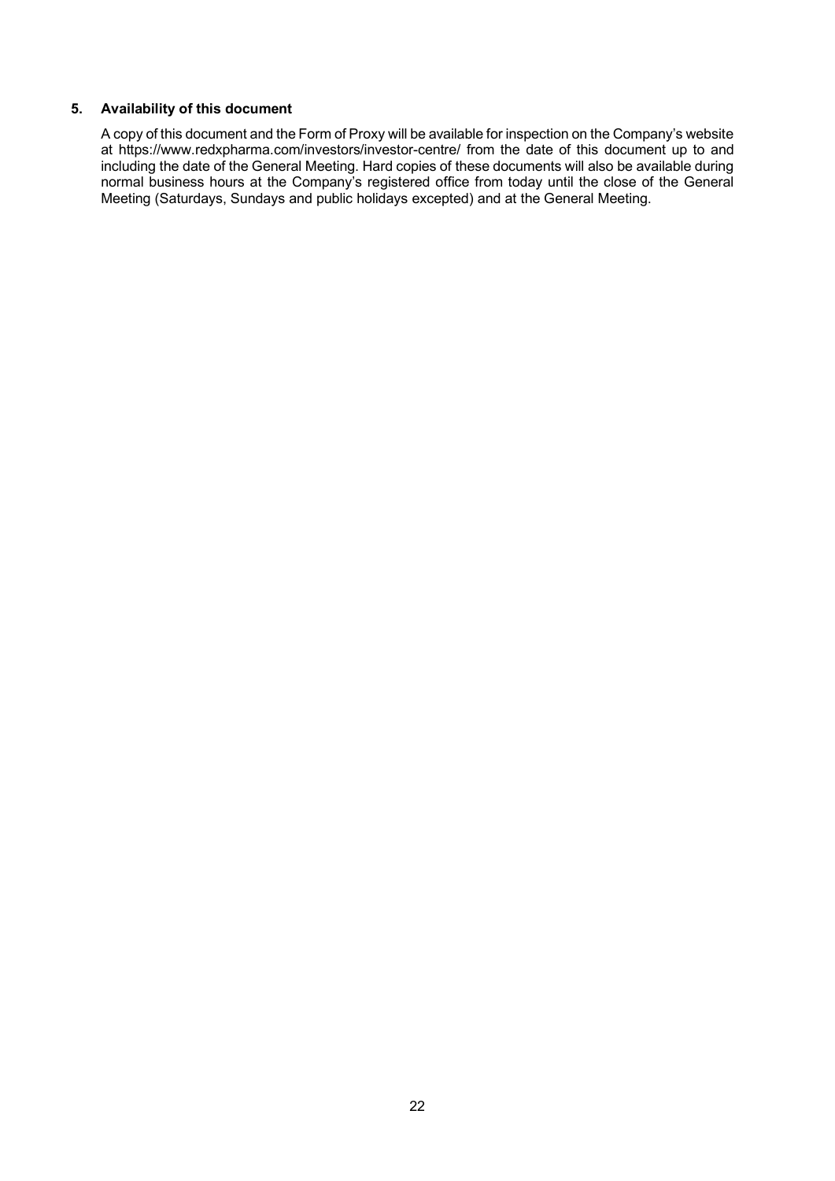## 5. Availability of this document

A copy of this document and the Form of Proxy will be available for inspection on the Company's website at https://www.redxpharma.com/investors/investor-centre/ from the date of this document up to and including the date of the General Meeting. Hard copies of these documents will also be available during normal business hours at the Company's registered office from today until the close of the General Meeting (Saturdays, Sundays and public holidays excepted) and at the General Meeting.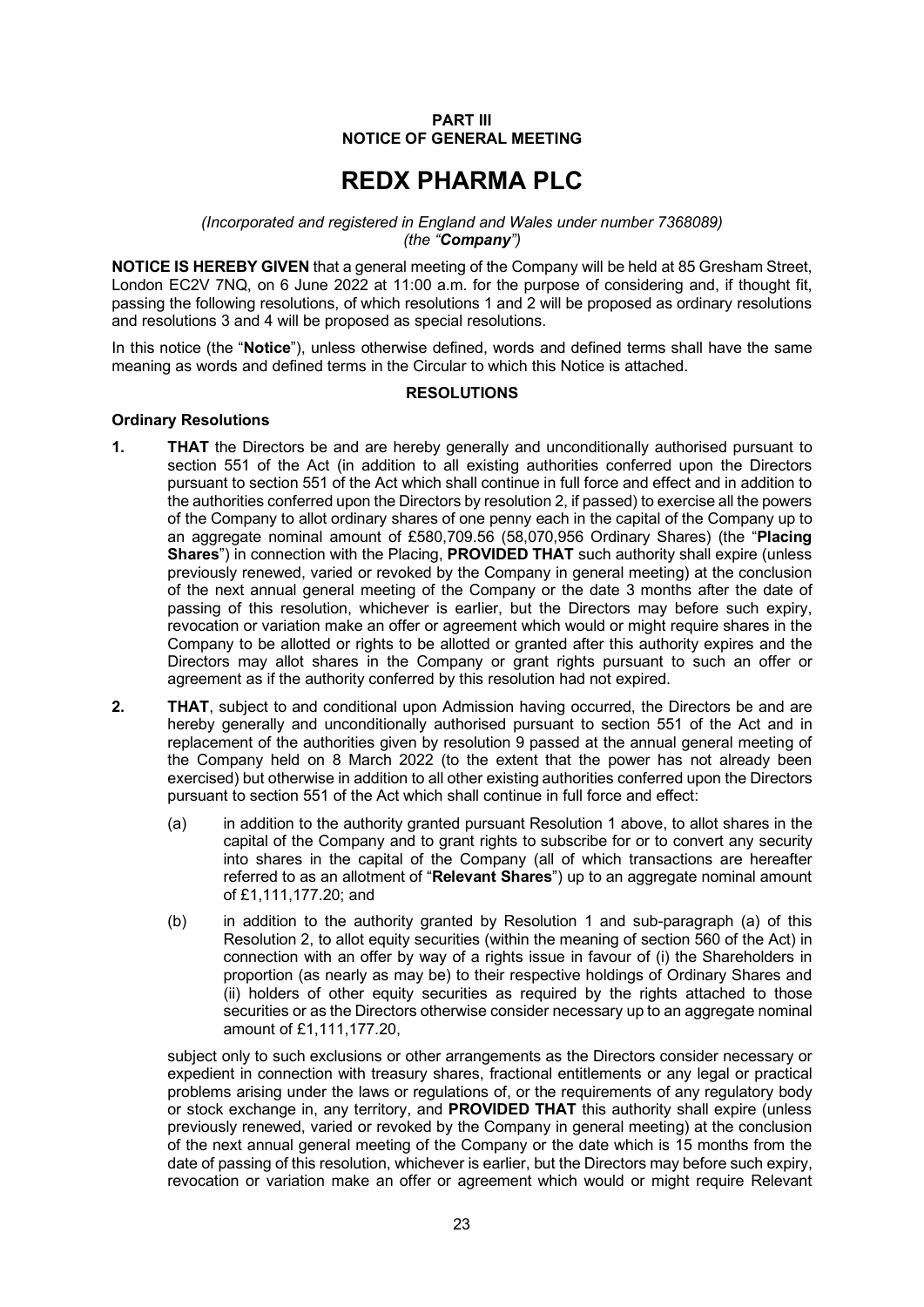**PART III**
**NOTICE OF GENERAL MEETING**

# REDX PHARMA PLC

*(Incorporated and registered in England and Wales under number 7368089)*
*(the "**Company**")*

**NOTICE IS HEREBY GIVEN** that a general meeting of the Company will be held at 85 Gresham Street, London EC2V 7NQ, on 6 June 2022 at 11:00 a.m. for the purpose of considering and, if thought fit, passing the following resolutions, of which resolutions 1 and 2 will be proposed as ordinary resolutions and resolutions 3 and 4 will be proposed as special resolutions.

In this notice (the "**Notice**"), unless otherwise defined, words and defined terms shall have the same meaning as words and defined terms in the Circular to which this Notice is attached.

## RESOLUTIONS

### Ordinary Resolutions

**1.** **THAT** the Directors be and are hereby generally and unconditionally authorised pursuant to section 551 of the Act (in addition to all existing authorities conferred upon the Directors pursuant to section 551 of the Act which shall continue in full force and effect and in addition to the authorities conferred upon the Directors by resolution 2, if passed) to exercise all the powers of the Company to allot ordinary shares of one penny each in the capital of the Company up to an aggregate nominal amount of £580,709.56 (58,070,956 Ordinary Shares) (the "**Placing Shares**") in connection with the Placing, **PROVIDED THAT** such authority shall expire (unless previously renewed, varied or revoked by the Company in general meeting) at the conclusion of the next annual general meeting of the Company or the date 3 months after the date of passing of this resolution, whichever is earlier, but the Directors may before such expiry, revocation or variation make an offer or agreement which would or might require shares in the Company to be allotted or rights to be allotted or granted after this authority expires and the Directors may allot shares in the Company or grant rights pursuant to such an offer or agreement as if the authority conferred by this resolution had not expired.

**2.** **THAT**, subject to and conditional upon Admission having occurred, the Directors be and are hereby generally and unconditionally authorised pursuant to section 551 of the Act and in replacement of the authorities given by resolution 9 passed at the annual general meeting of the Company held on 8 March 2022 (to the extent that the power has not already been exercised) but otherwise in addition to all other existing authorities conferred upon the Directors pursuant to section 551 of the Act which shall continue in full force and effect:

(a) in addition to the authority granted pursuant Resolution 1 above, to allot shares in the capital of the Company and to grant rights to subscribe for or to convert any security into shares in the capital of the Company (all of which transactions are hereafter referred to as an allotment of "**Relevant Shares**") up to an aggregate nominal amount of £1,111,177.20; and

(b) in addition to the authority granted by Resolution 1 and sub-paragraph (a) of this Resolution 2, to allot equity securities (within the meaning of section 560 of the Act) in connection with an offer by way of a rights issue in favour of (i) the Shareholders in proportion (as nearly as may be) to their respective holdings of Ordinary Shares and (ii) holders of other equity securities as required by the rights attached to those securities or as the Directors otherwise consider necessary up to an aggregate nominal amount of £1,111,177.20,

subject only to such exclusions or other arrangements as the Directors consider necessary or expedient in connection with treasury shares, fractional entitlements or any legal or practical problems arising under the laws or regulations of, or the requirements of any regulatory body or stock exchange in, any territory, and **PROVIDED THAT** this authority shall expire (unless previously renewed, varied or revoked by the Company in general meeting) at the conclusion of the next annual general meeting of the Company or the date which is 15 months from the date of passing of this resolution, whichever is earlier, but the Directors may before such expiry, revocation or variation make an offer or agreement which would or might require Relevant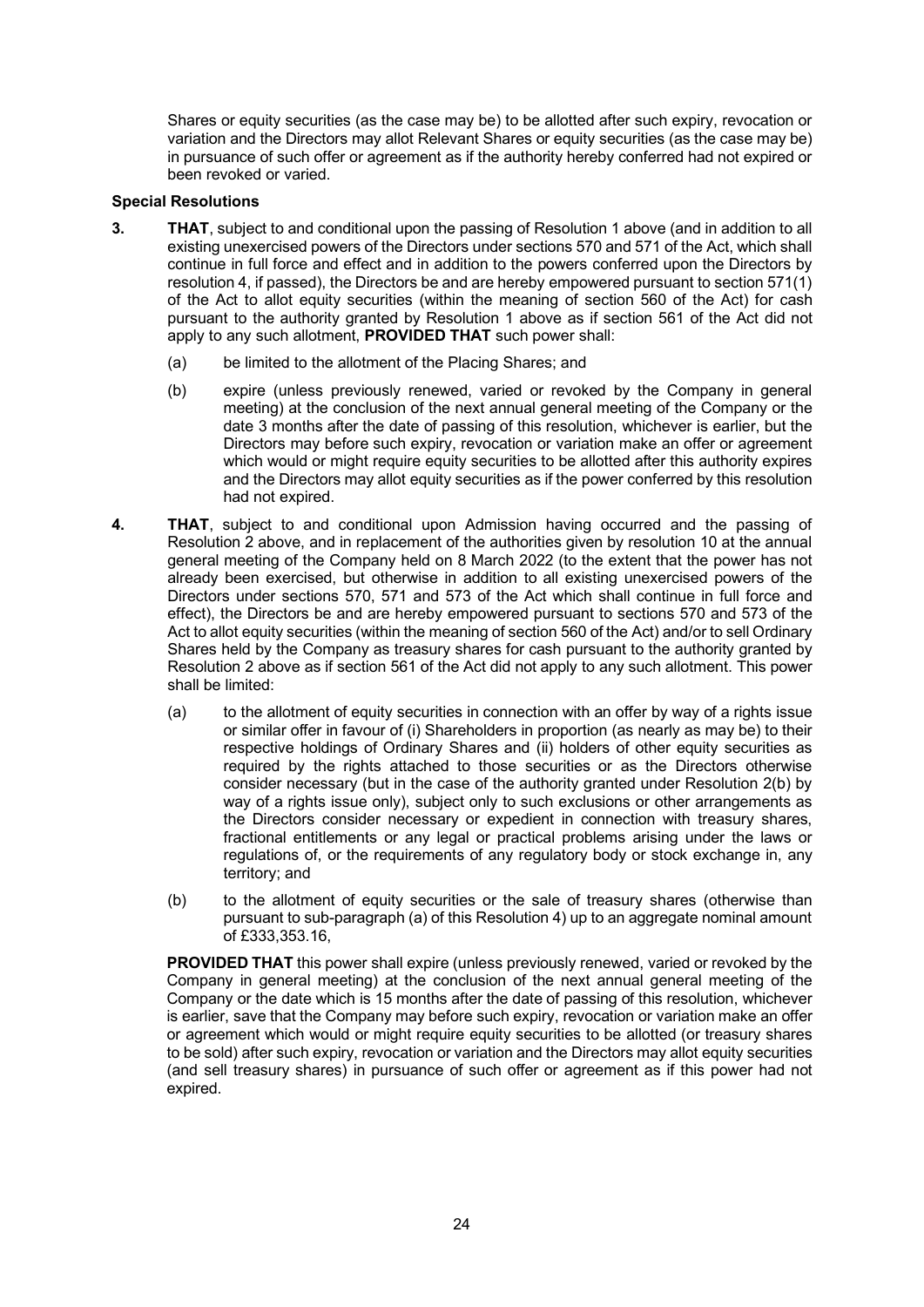Shares or equity securities (as the case may be) to be allotted after such expiry, revocation or variation and the Directors may allot Relevant Shares or equity securities (as the case may be) in pursuance of such offer or agreement as if the authority hereby conferred had not expired or been revoked or varied.

**Special Resolutions**

**3.** **THAT**, subject to and conditional upon the passing of Resolution 1 above (and in addition to all existing unexercised powers of the Directors under sections 570 and 571 of the Act, which shall continue in full force and effect and in addition to the powers conferred upon the Directors by resolution 4, if passed), the Directors be and are hereby empowered pursuant to section 571(1) of the Act to allot equity securities (within the meaning of section 560 of the Act) for cash pursuant to the authority granted by Resolution 1 above as if section 561 of the Act did not apply to any such allotment, **PROVIDED THAT** such power shall:

(a) be limited to the allotment of the Placing Shares; and

(b) expire (unless previously renewed, varied or revoked by the Company in general meeting) at the conclusion of the next annual general meeting of the Company or the date 3 months after the date of passing of this resolution, whichever is earlier, but the Directors may before such expiry, revocation or variation make an offer or agreement which would or might require equity securities to be allotted after this authority expires and the Directors may allot equity securities as if the power conferred by this resolution had not expired.

**4.** **THAT**, subject to and conditional upon Admission having occurred and the passing of Resolution 2 above, and in replacement of the authorities given by resolution 10 at the annual general meeting of the Company held on 8 March 2022 (to the extent that the power has not already been exercised, but otherwise in addition to all existing unexercised powers of the Directors under sections 570, 571 and 573 of the Act which shall continue in full force and effect), the Directors be and are hereby empowered pursuant to sections 570 and 573 of the Act to allot equity securities (within the meaning of section 560 of the Act) and/or to sell Ordinary Shares held by the Company as treasury shares for cash pursuant to the authority granted by Resolution 2 above as if section 561 of the Act did not apply to any such allotment. This power shall be limited:

(a) to the allotment of equity securities in connection with an offer by way of a rights issue or similar offer in favour of (i) Shareholders in proportion (as nearly as may be) to their respective holdings of Ordinary Shares and (ii) holders of other equity securities as required by the rights attached to those securities or as the Directors otherwise consider necessary (but in the case of the authority granted under Resolution 2(b) by way of a rights issue only), subject only to such exclusions or other arrangements as the Directors consider necessary or expedient in connection with treasury shares, fractional entitlements or any legal or practical problems arising under the laws or regulations of, or the requirements of any regulatory body or stock exchange in, any territory; and

(b) to the allotment of equity securities or the sale of treasury shares (otherwise than pursuant to sub-paragraph (a) of this Resolution 4) up to an aggregate nominal amount of £333,353.16,

**PROVIDED THAT** this power shall expire (unless previously renewed, varied or revoked by the Company in general meeting) at the conclusion of the next annual general meeting of the Company or the date which is 15 months after the date of passing of this resolution, whichever is earlier, save that the Company may before such expiry, revocation or variation make an offer or agreement which would or might require equity securities to be allotted (or treasury shares to be sold) after such expiry, revocation or variation and the Directors may allot equity securities (and sell treasury shares) in pursuance of such offer or agreement as if this power had not expired.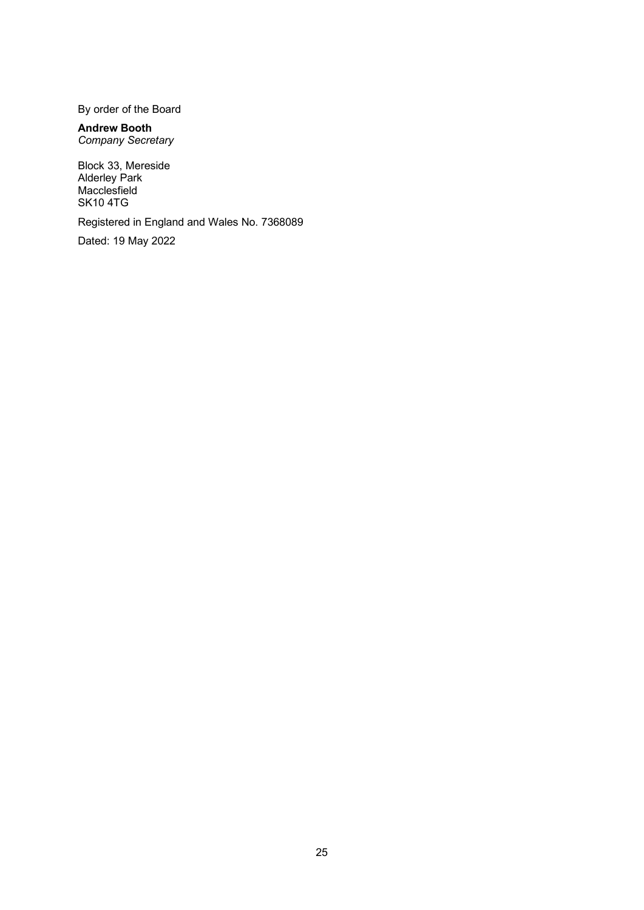By order of the Board

**Andrew Booth**
*Company Secretary*

Block 33, Mereside
Alderley Park
Macclesfield
SK10 4TG

Registered in England and Wales No. 7368089

Dated: 19 May 2022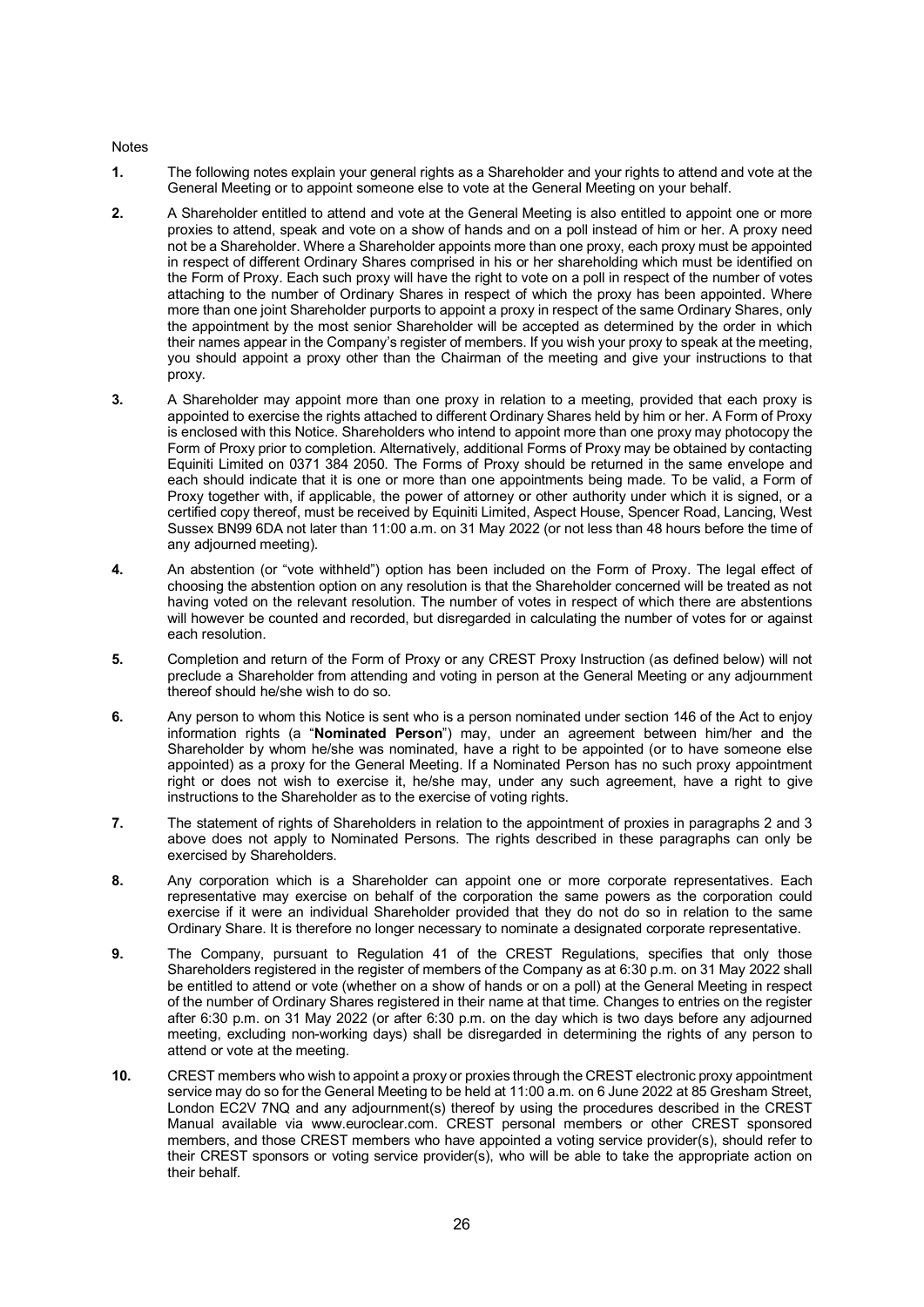Notes

**1.** The following notes explain your general rights as a Shareholder and your rights to attend and vote at the General Meeting or to appoint someone else to vote at the General Meeting on your behalf.

**2.** A Shareholder entitled to attend and vote at the General Meeting is also entitled to appoint one or more proxies to attend, speak and vote on a show of hands and on a poll instead of him or her. A proxy need not be a Shareholder. Where a Shareholder appoints more than one proxy, each proxy must be appointed in respect of different Ordinary Shares comprised in his or her shareholding which must be identified on the Form of Proxy. Each such proxy will have the right to vote on a poll in respect of the number of votes attaching to the number of Ordinary Shares in respect of which the proxy has been appointed. Where more than one joint Shareholder purports to appoint a proxy in respect of the same Ordinary Shares, only the appointment by the most senior Shareholder will be accepted as determined by the order in which their names appear in the Company's register of members. If you wish your proxy to speak at the meeting, you should appoint a proxy other than the Chairman of the meeting and give your instructions to that proxy.

**3.** A Shareholder may appoint more than one proxy in relation to a meeting, provided that each proxy is appointed to exercise the rights attached to different Ordinary Shares held by him or her. A Form of Proxy is enclosed with this Notice. Shareholders who intend to appoint more than one proxy may photocopy the Form of Proxy prior to completion. Alternatively, additional Forms of Proxy may be obtained by contacting Equiniti Limited on 0371 384 2050. The Forms of Proxy should be returned in the same envelope and each should indicate that it is one or more than one appointments being made. To be valid, a Form of Proxy together with, if applicable, the power of attorney or other authority under which it is signed, or a certified copy thereof, must be received by Equiniti Limited, Aspect House, Spencer Road, Lancing, West Sussex BN99 6DA not later than 11:00 a.m. on 31 May 2022 (or not less than 48 hours before the time of any adjourned meeting).

**4.** An abstention (or "vote withheld") option has been included on the Form of Proxy. The legal effect of choosing the abstention option on any resolution is that the Shareholder concerned will be treated as not having voted on the relevant resolution. The number of votes in respect of which there are abstentions will however be counted and recorded, but disregarded in calculating the number of votes for or against each resolution.

**5.** Completion and return of the Form of Proxy or any CREST Proxy Instruction (as defined below) will not preclude a Shareholder from attending and voting in person at the General Meeting or any adjournment thereof should he/she wish to do so.

**6.** Any person to whom this Notice is sent who is a person nominated under section 146 of the Act to enjoy information rights (a "**Nominated Person**") may, under an agreement between him/her and the Shareholder by whom he/she was nominated, have a right to be appointed (or to have someone else appointed) as a proxy for the General Meeting. If a Nominated Person has no such proxy appointment right or does not wish to exercise it, he/she may, under any such agreement, have a right to give instructions to the Shareholder as to the exercise of voting rights.

**7.** The statement of rights of Shareholders in relation to the appointment of proxies in paragraphs 2 and 3 above does not apply to Nominated Persons. The rights described in these paragraphs can only be exercised by Shareholders.

**8.** Any corporation which is a Shareholder can appoint one or more corporate representatives. Each representative may exercise on behalf of the corporation the same powers as the corporation could exercise if it were an individual Shareholder provided that they do not do so in relation to the same Ordinary Share. It is therefore no longer necessary to nominate a designated corporate representative.

**9.** The Company, pursuant to Regulation 41 of the CREST Regulations, specifies that only those Shareholders registered in the register of members of the Company as at 6:30 p.m. on 31 May 2022 shall be entitled to attend or vote (whether on a show of hands or on a poll) at the General Meeting in respect of the number of Ordinary Shares registered in their name at that time. Changes to entries on the register after 6:30 p.m. on 31 May 2022 (or after 6:30 p.m. on the day which is two days before any adjourned meeting, excluding non-working days) shall be disregarded in determining the rights of any person to attend or vote at the meeting.

**10.** CREST members who wish to appoint a proxy or proxies through the CREST electronic proxy appointment service may do so for the General Meeting to be held at 11:00 a.m. on 6 June 2022 at 85 Gresham Street, London EC2V 7NQ and any adjournment(s) thereof by using the procedures described in the CREST Manual available via www.euroclear.com. CREST personal members or other CREST sponsored members, and those CREST members who have appointed a voting service provider(s), should refer to their CREST sponsors or voting service provider(s), who will be able to take the appropriate action on their behalf.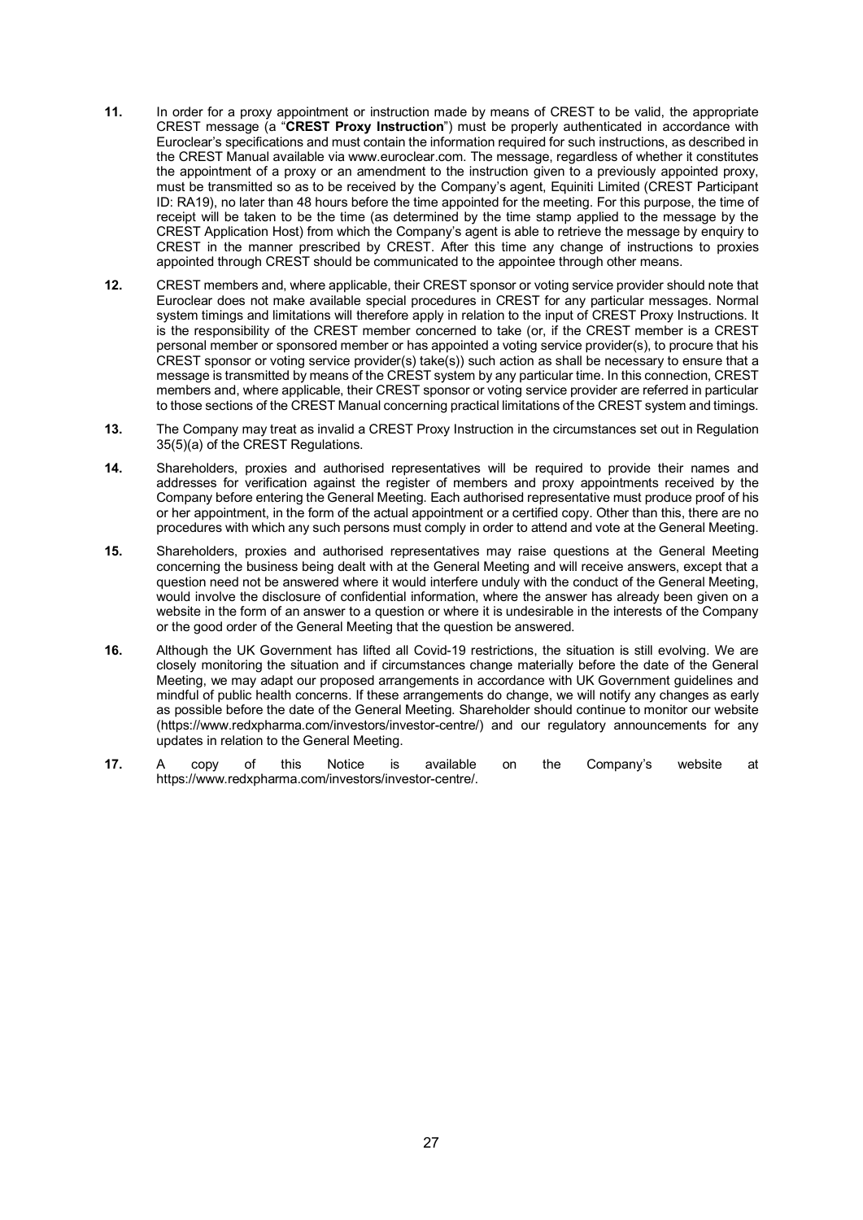**11.** In order for a proxy appointment or instruction made by means of CREST to be valid, the appropriate CREST message (a "**CREST Proxy Instruction**") must be properly authenticated in accordance with Euroclear's specifications and must contain the information required for such instructions, as described in the CREST Manual available via www.euroclear.com. The message, regardless of whether it constitutes the appointment of a proxy or an amendment to the instruction given to a previously appointed proxy, must be transmitted so as to be received by the Company's agent, Equiniti Limited (CREST Participant ID: RA19), no later than 48 hours before the time appointed for the meeting. For this purpose, the time of receipt will be taken to be the time (as determined by the time stamp applied to the message by the CREST Application Host) from which the Company's agent is able to retrieve the message by enquiry to CREST in the manner prescribed by CREST. After this time any change of instructions to proxies appointed through CREST should be communicated to the appointee through other means.

**12.** CREST members and, where applicable, their CREST sponsor or voting service provider should note that Euroclear does not make available special procedures in CREST for any particular messages. Normal system timings and limitations will therefore apply in relation to the input of CREST Proxy Instructions. It is the responsibility of the CREST member concerned to take (or, if the CREST member is a CREST personal member or sponsored member or has appointed a voting service provider(s), to procure that his CREST sponsor or voting service provider(s) take(s)) such action as shall be necessary to ensure that a message is transmitted by means of the CREST system by any particular time. In this connection, CREST members and, where applicable, their CREST sponsor or voting service provider are referred in particular to those sections of the CREST Manual concerning practical limitations of the CREST system and timings.

**13.** The Company may treat as invalid a CREST Proxy Instruction in the circumstances set out in Regulation 35(5)(a) of the CREST Regulations.

**14.** Shareholders, proxies and authorised representatives will be required to provide their names and addresses for verification against the register of members and proxy appointments received by the Company before entering the General Meeting. Each authorised representative must produce proof of his or her appointment, in the form of the actual appointment or a certified copy. Other than this, there are no procedures with which any such persons must comply in order to attend and vote at the General Meeting.

**15.** Shareholders, proxies and authorised representatives may raise questions at the General Meeting concerning the business being dealt with at the General Meeting and will receive answers, except that a question need not be answered where it would interfere unduly with the conduct of the General Meeting, would involve the disclosure of confidential information, where the answer has already been given on a website in the form of an answer to a question or where it is undesirable in the interests of the Company or the good order of the General Meeting that the question be answered.

**16.** Although the UK Government has lifted all Covid-19 restrictions, the situation is still evolving. We are closely monitoring the situation and if circumstances change materially before the date of the General Meeting, we may adapt our proposed arrangements in accordance with UK Government guidelines and mindful of public health concerns. If these arrangements do change, we will notify any changes as early as possible before the date of the General Meeting. Shareholder should continue to monitor our website (https://www.redxpharma.com/investors/investor-centre/) and our regulatory announcements for any updates in relation to the General Meeting.

**17.** A copy of this Notice is available on the Company's website at https://www.redxpharma.com/investors/investor-centre/.